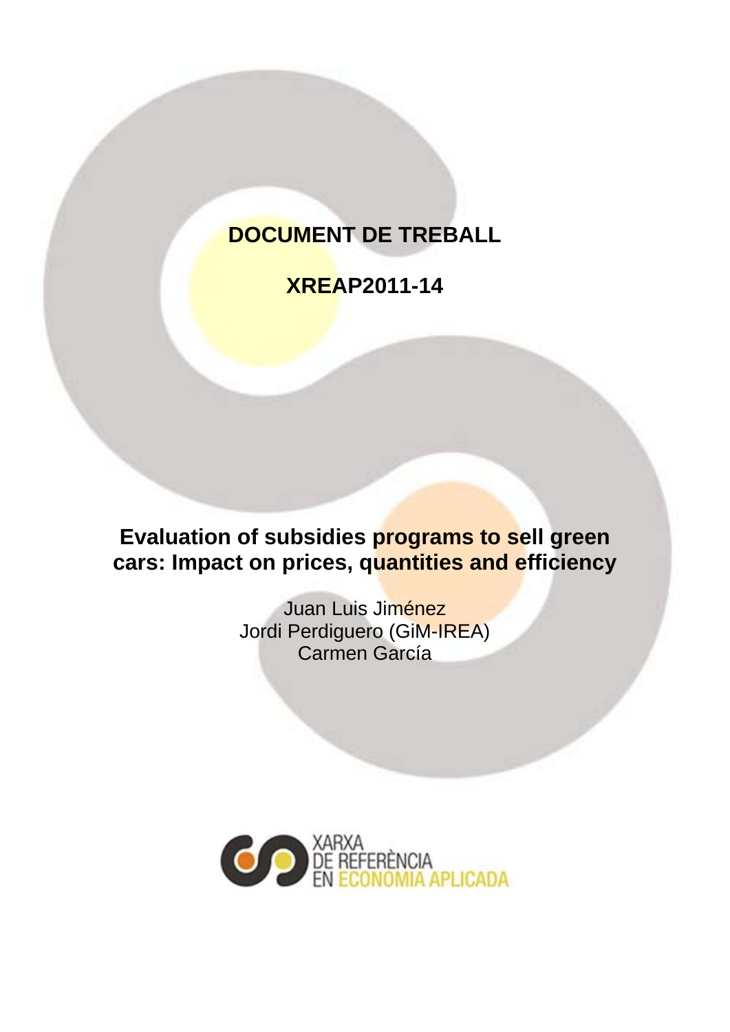**DOCUMENT DE TREBALL**

**XREAP2011-14**

# Evaluation of subsidies programs to sell green cars: Impact on prices, quantities and efficiency

Juan Luis Jiménez
Jordi Perdiguero (GiM-IREA)
Carmen García

XARXA
DE REFERÈNCIA
EN ECONOMIA APLICADA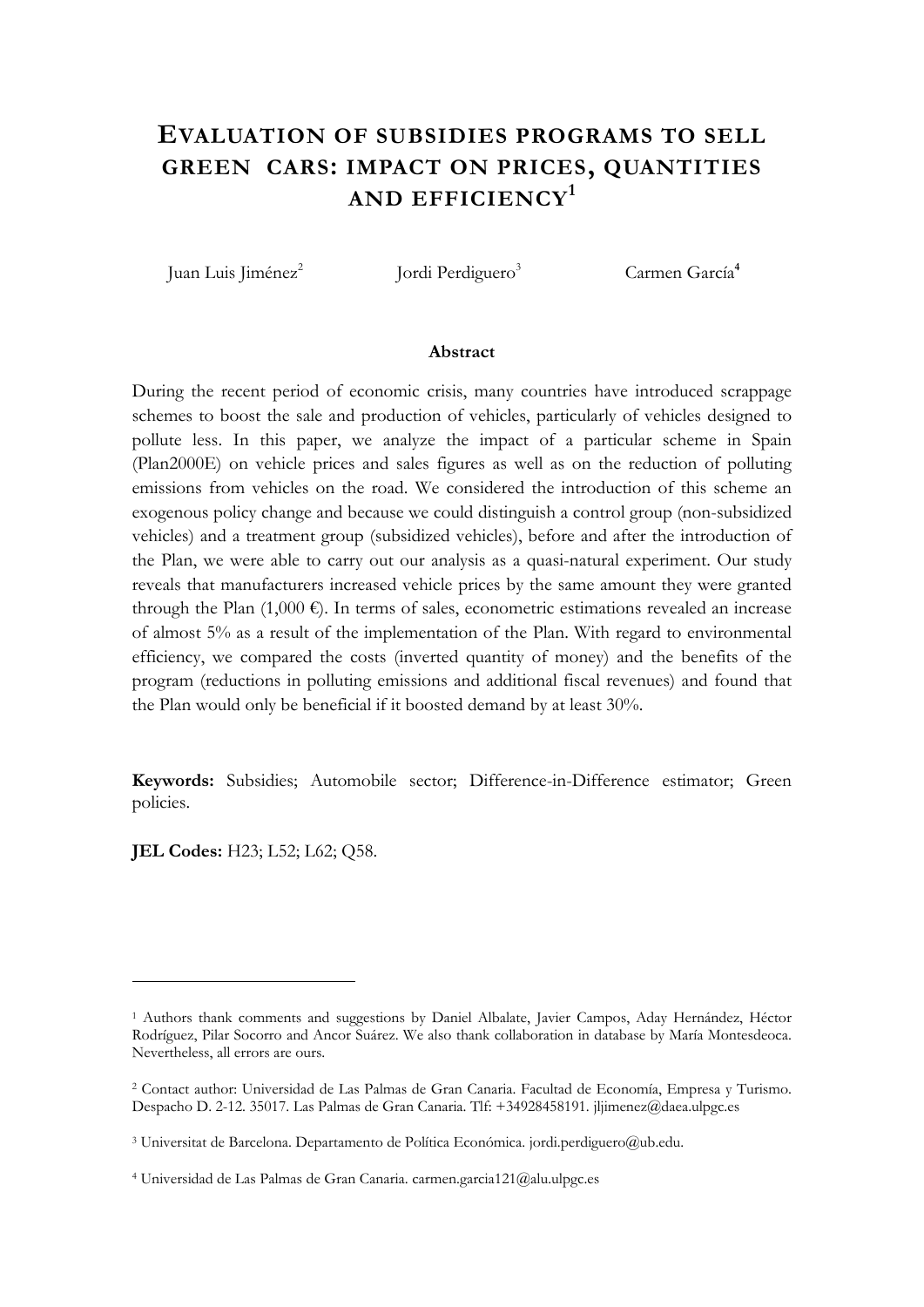# EVALUATION OF SUBSIDIES PROGRAMS TO SELL GREEN CARS: IMPACT ON PRICES, QUANTITIES AND EFFICIENCY[1]

Juan Luis Jiménez[2] Jordi Perdiguero[3] Carmen García[4]

### Abstract

During the recent period of economic crisis, many countries have introduced scrappage schemes to boost the sale and production of vehicles, particularly of vehicles designed to pollute less. In this paper, we analyze the impact of a particular scheme in Spain (Plan2000E) on vehicle prices and sales figures as well as on the reduction of polluting emissions from vehicles on the road. We considered the introduction of this scheme an exogenous policy change and because we could distinguish a control group (non-subsidized vehicles) and a treatment group (subsidized vehicles), before and after the introduction of the Plan, we were able to carry out our analysis as a quasi-natural experiment. Our study reveals that manufacturers increased vehicle prices by the same amount they were granted through the Plan (1,000 €). In terms of sales, econometric estimations revealed an increase of almost 5% as a result of the implementation of the Plan. With regard to environmental efficiency, we compared the costs (inverted quantity of money) and the benefits of the program (reductions in polluting emissions and additional fiscal revenues) and found that the Plan would only be beneficial if it boosted demand by at least 30%.

**Keywords:** Subsidies; Automobile sector; Difference-in-Difference estimator; Green policies.

**JEL Codes:** H23; L52; L62; Q58.

---

[1] Authors thank comments and suggestions by Daniel Albalate, Javier Campos, Aday Hernández, Héctor Rodríguez, Pilar Socorro and Ancor Suárez. We also thank collaboration in database by María Montesdeoca. Nevertheless, all errors are ours.

[2] Contact author: Universidad de Las Palmas de Gran Canaria. Facultad de Economía, Empresa y Turismo. Despacho D. 2-12. 35017. Las Palmas de Gran Canaria. Tlf: +34928458191. jljimenez@daea.ulpgc.es

[3] Universitat de Barcelona. Departamento de Política Económica. jordi.perdiguero@ub.edu.

[4] Universidad de Las Palmas de Gran Canaria. carmen.garcia121@alu.ulpgc.es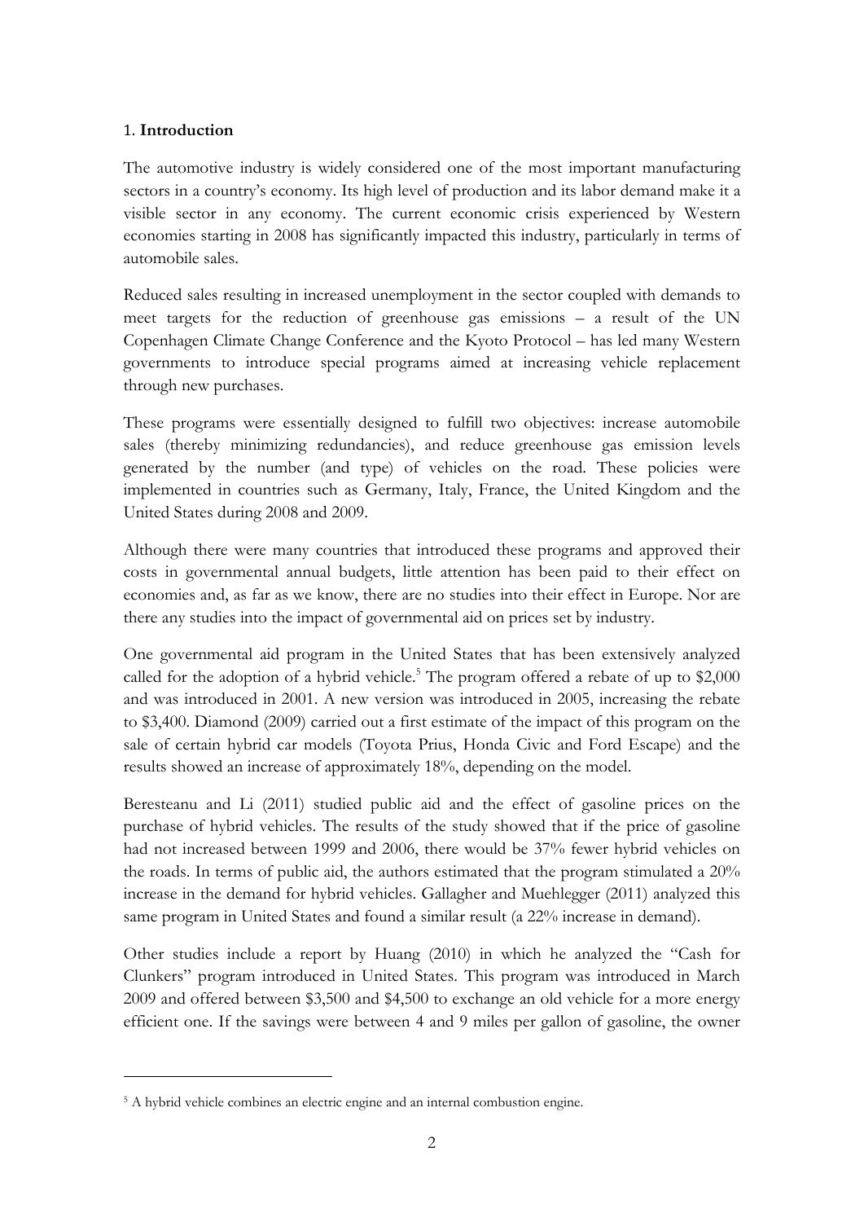## 1. **Introduction**

The automotive industry is widely considered one of the most important manufacturing sectors in a country's economy. Its high level of production and its labor demand make it a visible sector in any economy. The current economic crisis experienced by Western economies starting in 2008 has significantly impacted this industry, particularly in terms of automobile sales.

Reduced sales resulting in increased unemployment in the sector coupled with demands to meet targets for the reduction of greenhouse gas emissions – a result of the UN Copenhagen Climate Change Conference and the Kyoto Protocol – has led many Western governments to introduce special programs aimed at increasing vehicle replacement through new purchases.

These programs were essentially designed to fulfill two objectives: increase automobile sales (thereby minimizing redundancies), and reduce greenhouse gas emission levels generated by the number (and type) of vehicles on the road. These policies were implemented in countries such as Germany, Italy, France, the United Kingdom and the United States during 2008 and 2009.

Although there were many countries that introduced these programs and approved their costs in governmental annual budgets, little attention has been paid to their effect on economies and, as far as we know, there are no studies into their effect in Europe. Nor are there any studies into the impact of governmental aid on prices set by industry.

One governmental aid program in the United States that has been extensively analyzed called for the adoption of a hybrid vehicle.[5] The program offered a rebate of up to $2,000 and was introduced in 2001. A new version was introduced in 2005, increasing the rebate to $3,400. Diamond (2009) carried out a first estimate of the impact of this program on the sale of certain hybrid car models (Toyota Prius, Honda Civic and Ford Escape) and the results showed an increase of approximately 18%, depending on the model.

Beresteanu and Li (2011) studied public aid and the effect of gasoline prices on the purchase of hybrid vehicles. The results of the study showed that if the price of gasoline had not increased between 1999 and 2006, there would be 37% fewer hybrid vehicles on the roads. In terms of public aid, the authors estimated that the program stimulated a 20% increase in the demand for hybrid vehicles. Gallagher and Muehlegger (2011) analyzed this same program in United States and found a similar result (a 22% increase in demand).

Other studies include a report by Huang (2010) in which he analyzed the "Cash for Clunkers" program introduced in United States. This program was introduced in March 2009 and offered between $3,500 and $4,500 to exchange an old vehicle for a more energy efficient one. If the savings were between 4 and 9 miles per gallon of gasoline, the owner

---

[5] A hybrid vehicle combines an electric engine and an internal combustion engine.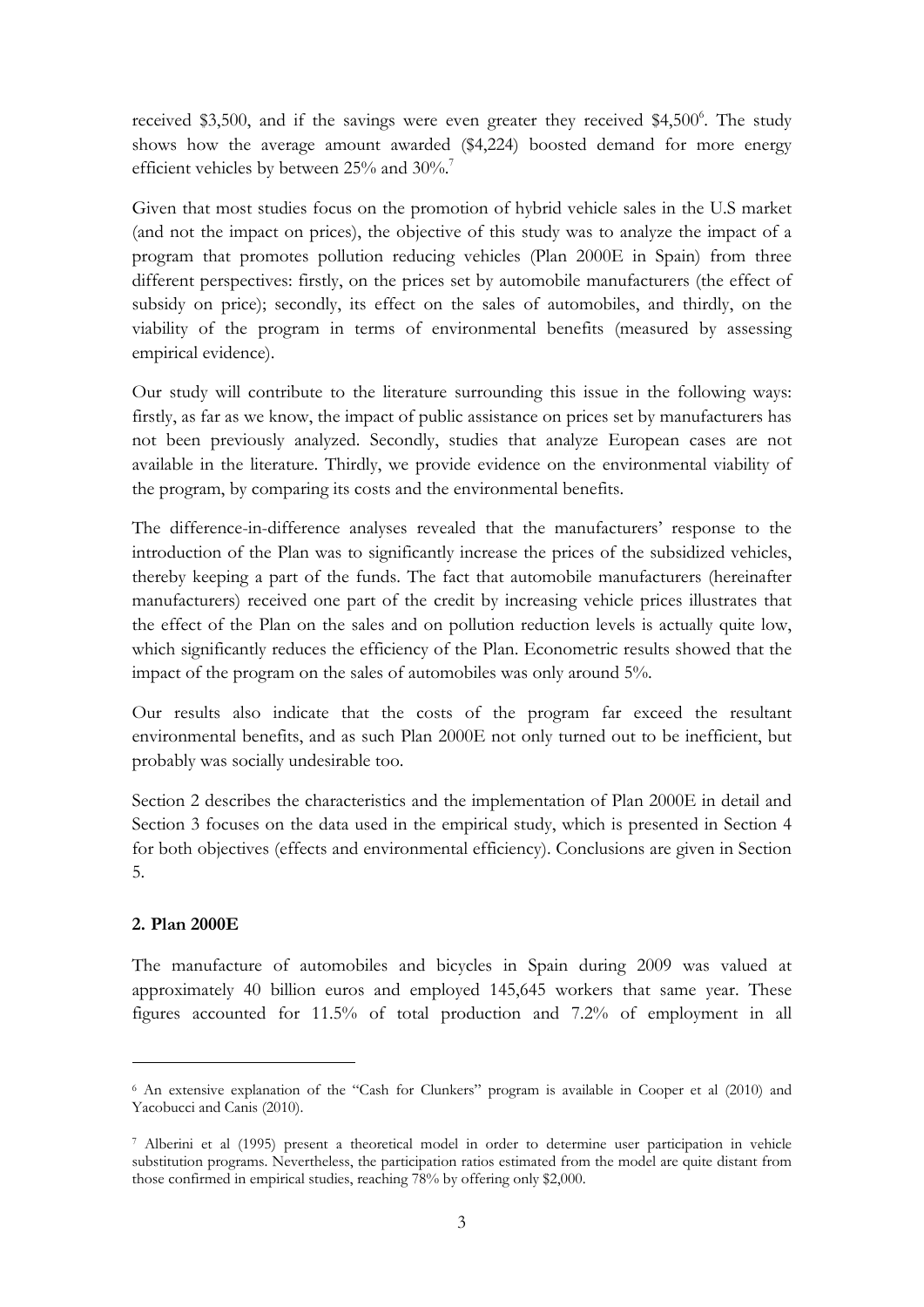received \$3,500, and if the savings were even greater they received \$4,500[6]. The study shows how the average amount awarded (\$4,224) boosted demand for more energy efficient vehicles by between 25% and 30%.[7]

Given that most studies focus on the promotion of hybrid vehicle sales in the U.S market (and not the impact on prices), the objective of this study was to analyze the impact of a program that promotes pollution reducing vehicles (Plan 2000E in Spain) from three different perspectives: firstly, on the prices set by automobile manufacturers (the effect of subsidy on price); secondly, its effect on the sales of automobiles, and thirdly, on the viability of the program in terms of environmental benefits (measured by assessing empirical evidence).

Our study will contribute to the literature surrounding this issue in the following ways: firstly, as far as we know, the impact of public assistance on prices set by manufacturers has not been previously analyzed. Secondly, studies that analyze European cases are not available in the literature. Thirdly, we provide evidence on the environmental viability of the program, by comparing its costs and the environmental benefits.

The difference-in-difference analyses revealed that the manufacturers' response to the introduction of the Plan was to significantly increase the prices of the subsidized vehicles, thereby keeping a part of the funds. The fact that automobile manufacturers (hereinafter manufacturers) received one part of the credit by increasing vehicle prices illustrates that the effect of the Plan on the sales and on pollution reduction levels is actually quite low, which significantly reduces the efficiency of the Plan. Econometric results showed that the impact of the program on the sales of automobiles was only around 5%.

Our results also indicate that the costs of the program far exceed the resultant environmental benefits, and as such Plan 2000E not only turned out to be inefficient, but probably was socially undesirable too.

Section 2 describes the characteristics and the implementation of Plan 2000E in detail and Section 3 focuses on the data used in the empirical study, which is presented in Section 4 for both objectives (effects and environmental efficiency). Conclusions are given in Section 5.

## 2. Plan 2000E

The manufacture of automobiles and bicycles in Spain during 2009 was valued at approximately 40 billion euros and employed 145,645 workers that same year. These figures accounted for 11.5% of total production and 7.2% of employment in all

---

[6] An extensive explanation of the "Cash for Clunkers" program is available in Cooper et al (2010) and Yacobucci and Canis (2010).

[7] Alberini et al (1995) present a theoretical model in order to determine user participation in vehicle substitution programs. Nevertheless, the participation ratios estimated from the model are quite distant from those confirmed in empirical studies, reaching 78% by offering only \$2,000.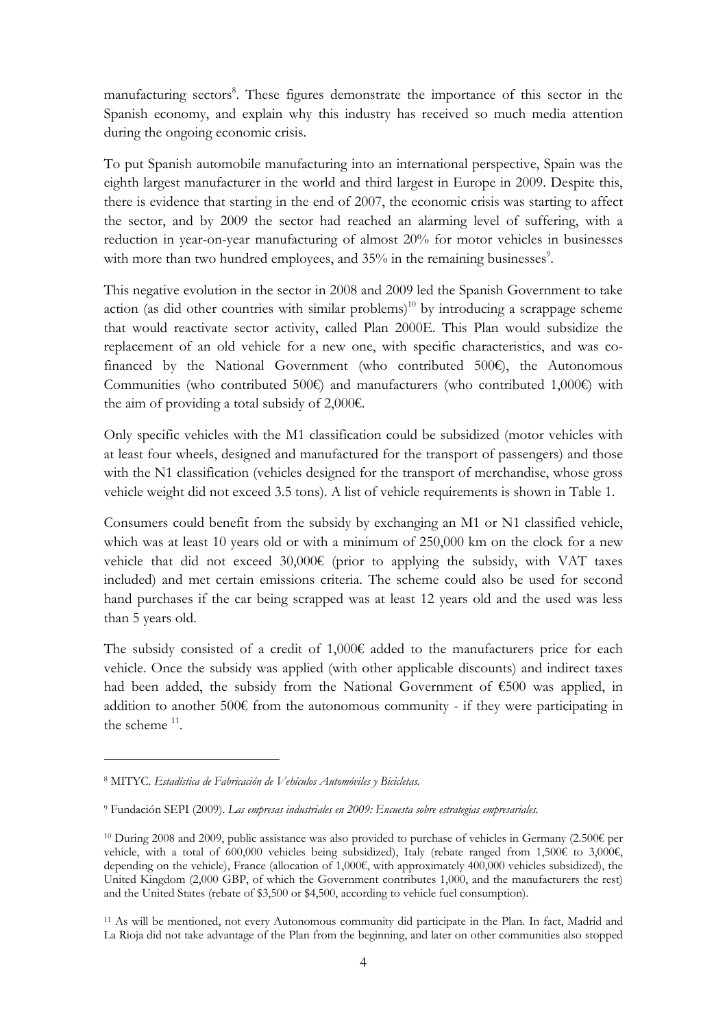manufacturing sectors[8]. These figures demonstrate the importance of this sector in the Spanish economy, and explain why this industry has received so much media attention during the ongoing economic crisis.

To put Spanish automobile manufacturing into an international perspective, Spain was the eighth largest manufacturer in the world and third largest in Europe in 2009. Despite this, there is evidence that starting in the end of 2007, the economic crisis was starting to affect the sector, and by 2009 the sector had reached an alarming level of suffering, with a reduction in year-on-year manufacturing of almost 20% for motor vehicles in businesses with more than two hundred employees, and 35% in the remaining businesses[9].

This negative evolution in the sector in 2008 and 2009 led the Spanish Government to take action (as did other countries with similar problems)[10] by introducing a scrappage scheme that would reactivate sector activity, called Plan 2000E. This Plan would subsidize the replacement of an old vehicle for a new one, with specific characteristics, and was co-financed by the National Government (who contributed 500€), the Autonomous Communities (who contributed 500€) and manufacturers (who contributed 1,000€) with the aim of providing a total subsidy of 2,000€.

Only specific vehicles with the M1 classification could be subsidized (motor vehicles with at least four wheels, designed and manufactured for the transport of passengers) and those with the N1 classification (vehicles designed for the transport of merchandise, whose gross vehicle weight did not exceed 3.5 tons). A list of vehicle requirements is shown in Table 1.

Consumers could benefit from the subsidy by exchanging an M1 or N1 classified vehicle, which was at least 10 years old or with a minimum of 250,000 km on the clock for a new vehicle that did not exceed 30,000€ (prior to applying the subsidy, with VAT taxes included) and met certain emissions criteria. The scheme could also be used for second hand purchases if the car being scrapped was at least 12 years old and the used was less than 5 years old.

The subsidy consisted of a credit of 1,000€ added to the manufacturers price for each vehicle. Once the subsidy was applied (with other applicable discounts) and indirect taxes had been added, the subsidy from the National Government of €500 was applied, in addition to another 500€ from the autonomous community - if they were participating in the scheme [11].

---

[8] MITYC. *Estadística de Fabricación de Vehículos Automóviles y Bicicletas.*

[9] Fundación SEPI (2009). *Las empresas industriales en 2009: Encuesta sobre estrategias empresariales.*

[10] During 2008 and 2009, public assistance was also provided to purchase of vehicles in Germany (2.500€ per vehicle, with a total of 600,000 vehicles being subsidized), Italy (rebate ranged from 1,500€ to 3,000€, depending on the vehicle), France (allocation of 1,000€, with approximately 400,000 vehicles subsidized), the United Kingdom (2,000 GBP, of which the Government contributes 1,000, and the manufacturers the rest) and the United States (rebate of $3,500 or $4,500, according to vehicle fuel consumption).

[11] As will be mentioned, not every Autonomous community did participate in the Plan. In fact, Madrid and La Rioja did not take advantage of the Plan from the beginning, and later on other communities also stopped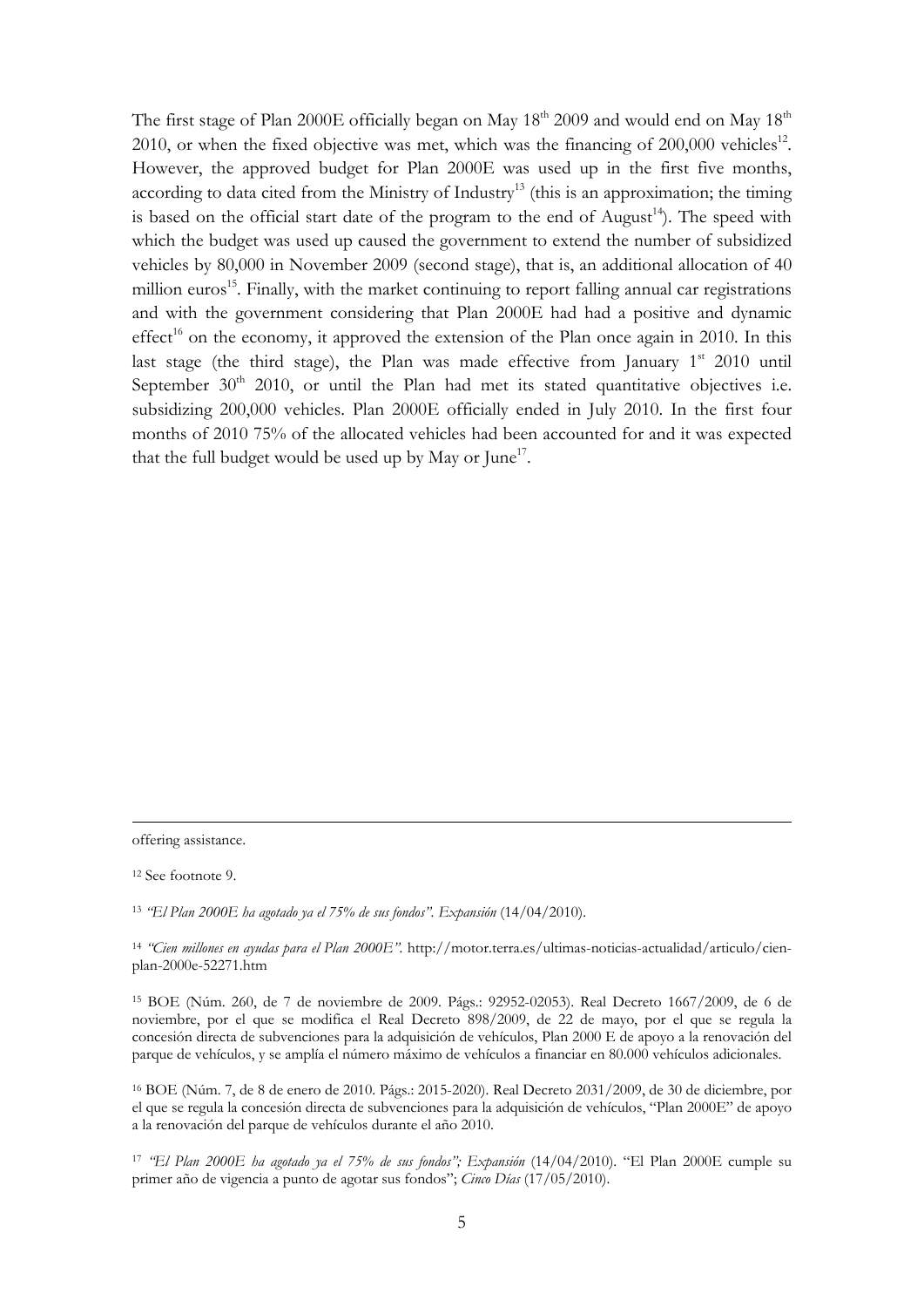The first stage of Plan 2000E officially began on May 18th 2009 and would end on May 18th 2010, or when the fixed objective was met, which was the financing of 200,000 vehicles[12]. However, the approved budget for Plan 2000E was used up in the first five months, according to data cited from the Ministry of Industry[13] (this is an approximation; the timing is based on the official start date of the program to the end of August[14]). The speed with which the budget was used up caused the government to extend the number of subsidized vehicles by 80,000 in November 2009 (second stage), that is, an additional allocation of 40 million euros[15]. Finally, with the market continuing to report falling annual car registrations and with the government considering that Plan 2000E had had a positive and dynamic effect[16] on the economy, it approved the extension of the Plan once again in 2010. In this last stage (the third stage), the Plan was made effective from January 1st 2010 until September 30th 2010, or until the Plan had met its stated quantitative objectives i.e. subsidizing 200,000 vehicles. Plan 2000E officially ended in July 2010. In the first four months of 2010 75% of the allocated vehicles had been accounted for and it was expected that the full budget would be used up by May or June[17].

---

offering assistance.

[12] See footnote 9.

[13] *"El Plan 2000E ha agotado ya el 75% de sus fondos". Expansión* (14/04/2010).

[14] *"Cien millones en ayudas para el Plan 2000E".* http://motor.terra.es/ultimas-noticias-actualidad/articulo/cien-plan-2000e-52271.htm

[15] BOE (Núm. 260, de 7 de noviembre de 2009. Págs.: 92952-02053). Real Decreto 1667/2009, de 6 de noviembre, por el que se modifica el Real Decreto 898/2009, de 22 de mayo, por el que se regula la concesión directa de subvenciones para la adquisición de vehículos, Plan 2000 E de apoyo a la renovación del parque de vehículos, y se amplía el número máximo de vehículos a financiar en 80.000 vehículos adicionales.

[16] BOE (Núm. 7, de 8 de enero de 2010. Págs.: 2015-2020). Real Decreto 2031/2009, de 30 de diciembre, por el que se regula la concesión directa de subvenciones para la adquisición de vehículos, "Plan 2000E" de apoyo a la renovación del parque de vehículos durante el año 2010.

[17] *"El Plan 2000E ha agotado ya el 75% de sus fondos"; Expansión* (14/04/2010). "El Plan 2000E cumple su primer año de vigencia a punto de agotar sus fondos"; *Cinco Días* (17/05/2010).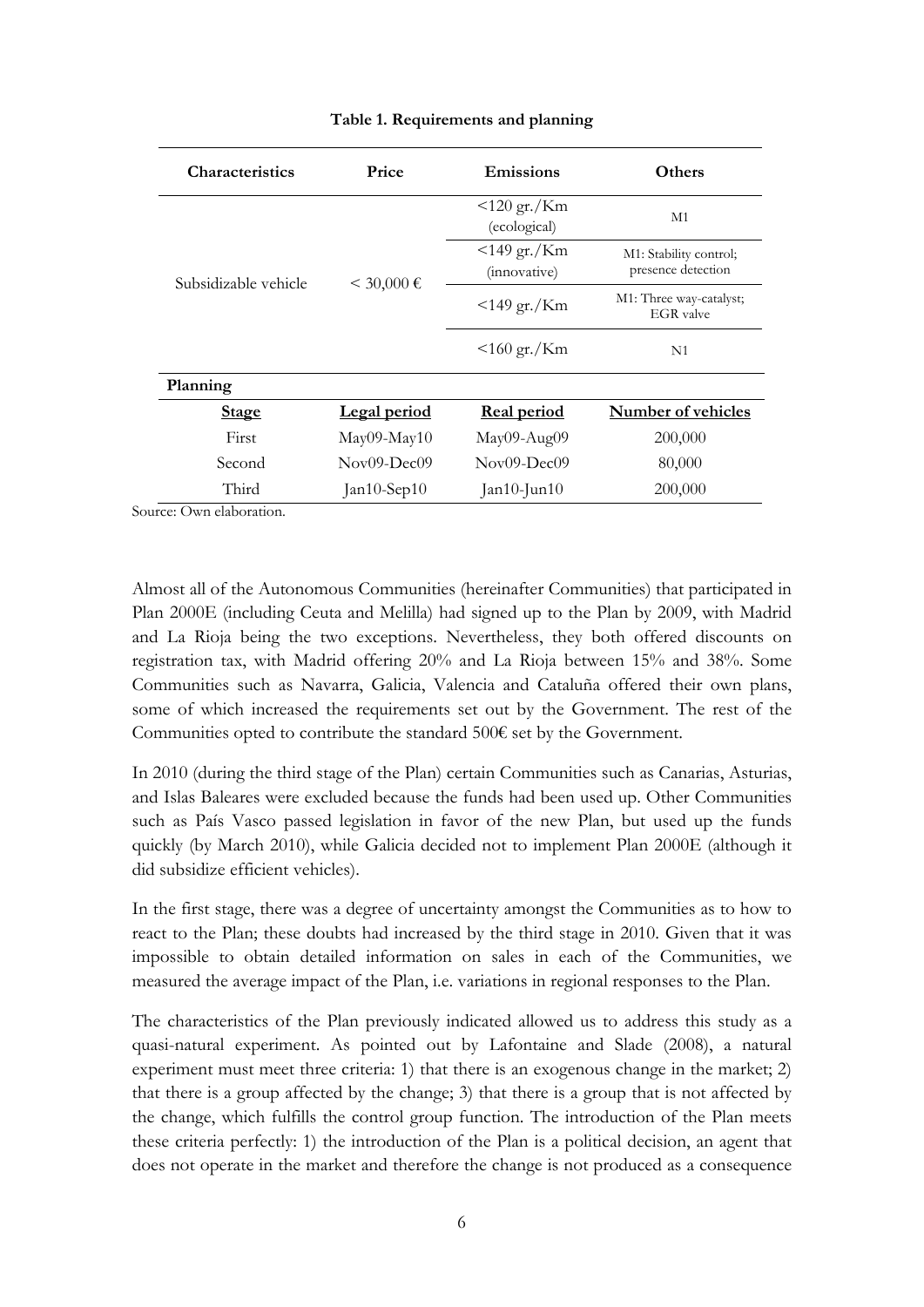**Table 1. Requirements and planning**

| Characteristics | Price | Emissions | Others |
|---|---|---|---|
| Subsidizable vehicle | < 30,000 € | <120 gr./Km (ecological) | M1 |
| | | <149 gr./Km (innovative) | M1: Stability control; presence detection |
| | | <149 gr./Km | M1: Three way-catalyst; EGR valve |
| | | <160 gr./Km | N1 |
| **Planning** | | | |
| <u>**Stage**</u> | <u>**Legal period**</u> | <u>**Real period**</u> | <u>**Number of vehicles**</u> |
| First | May09-May10 | May09-Aug09 | 200,000 |
| Second | Nov09-Dec09 | Nov09-Dec09 | 80,000 |
| Third | Jan10-Sep10 | Jan10-Jun10 | 200,000 |

Source: Own elaboration.

Almost all of the Autonomous Communities (hereinafter Communities) that participated in Plan 2000E (including Ceuta and Melilla) had signed up to the Plan by 2009, with Madrid and La Rioja being the two exceptions. Nevertheless, they both offered discounts on registration tax, with Madrid offering 20% and La Rioja between 15% and 38%. Some Communities such as Navarra, Galicia, Valencia and Cataluña offered their own plans, some of which increased the requirements set out by the Government. The rest of the Communities opted to contribute the standard 500€ set by the Government.

In 2010 (during the third stage of the Plan) certain Communities such as Canarias, Asturias, and Islas Baleares were excluded because the funds had been used up. Other Communities such as País Vasco passed legislation in favor of the new Plan, but used up the funds quickly (by March 2010), while Galicia decided not to implement Plan 2000E (although it did subsidize efficient vehicles).

In the first stage, there was a degree of uncertainty amongst the Communities as to how to react to the Plan; these doubts had increased by the third stage in 2010. Given that it was impossible to obtain detailed information on sales in each of the Communities, we measured the average impact of the Plan, i.e. variations in regional responses to the Plan.

The characteristics of the Plan previously indicated allowed us to address this study as a quasi-natural experiment. As pointed out by Lafontaine and Slade (2008), a natural experiment must meet three criteria: 1) that there is an exogenous change in the market; 2) that there is a group affected by the change; 3) that there is a group that is not affected by the change, which fulfills the control group function. The introduction of the Plan meets these criteria perfectly: 1) the introduction of the Plan is a political decision, an agent that does not operate in the market and therefore the change is not produced as a consequence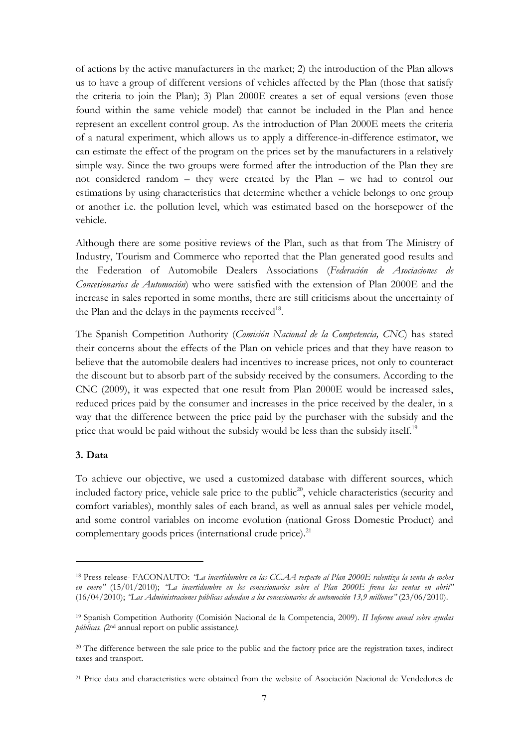of actions by the active manufacturers in the market; 2) the introduction of the Plan allows us to have a group of different versions of vehicles affected by the Plan (those that satisfy the criteria to join the Plan); 3) Plan 2000E creates a set of equal versions (even those found within the same vehicle model) that cannot be included in the Plan and hence represent an excellent control group. As the introduction of Plan 2000E meets the criteria of a natural experiment, which allows us to apply a difference-in-difference estimator, we can estimate the effect of the program on the prices set by the manufacturers in a relatively simple way. Since the two groups were formed after the introduction of the Plan they are not considered random – they were created by the Plan – we had to control our estimations by using characteristics that determine whether a vehicle belongs to one group or another i.e. the pollution level, which was estimated based on the horsepower of the vehicle.

Although there are some positive reviews of the Plan, such as that from The Ministry of Industry, Tourism and Commerce who reported that the Plan generated good results and the Federation of Automobile Dealers Associations (*Federación de Asociaciones de Concesionarios de Automoción*) who were satisfied with the extension of Plan 2000E and the increase in sales reported in some months, there are still criticisms about the uncertainty of the Plan and the delays in the payments received[18].

The Spanish Competition Authority (*Comisión Nacional de la Competencia, CNC*) has stated their concerns about the effects of the Plan on vehicle prices and that they have reason to believe that the automobile dealers had incentives to increase prices, not only to counteract the discount but to absorb part of the subsidy received by the consumers. According to the CNC (2009), it was expected that one result from Plan 2000E would be increased sales, reduced prices paid by the consumer and increases in the price received by the dealer, in a way that the difference between the price paid by the purchaser with the subsidy and the price that would be paid without the subsidy would be less than the subsidy itself.[19]

### 3. Data

To achieve our objective, we used a customized database with different sources, which included factory price, vehicle sale price to the public[20], vehicle characteristics (security and comfort variables), monthly sales of each brand, as well as annual sales per vehicle model, and some control variables on income evolution (national Gross Domestic Product) and complementary goods prices (international crude price).[21]

---

[18] Press release- FACONAUTO: *"La incertidumbre en las CC.AA respecto al Plan 2000E ralentiza la venta de coches en enero"* (15/01/2010); *"La incertidumbre en los concesionarios sobre el Plan 2000E frena las ventas en abril"* (16/04/2010); *"Las Administraciones públicas adeudan a los concesionarios de automoción 13,9 millones"* (23/06/2010).

[19] Spanish Competition Authority (Comisión Nacional de la Competencia, 2009). *II Informe anual sobre ayudas públicas. (*2nd annual report on public assistance*).*

[20] The difference between the sale price to the public and the factory price are the registration taxes, indirect taxes and transport.

[21] Price data and characteristics were obtained from the website of Asociación Nacional de Vendedores de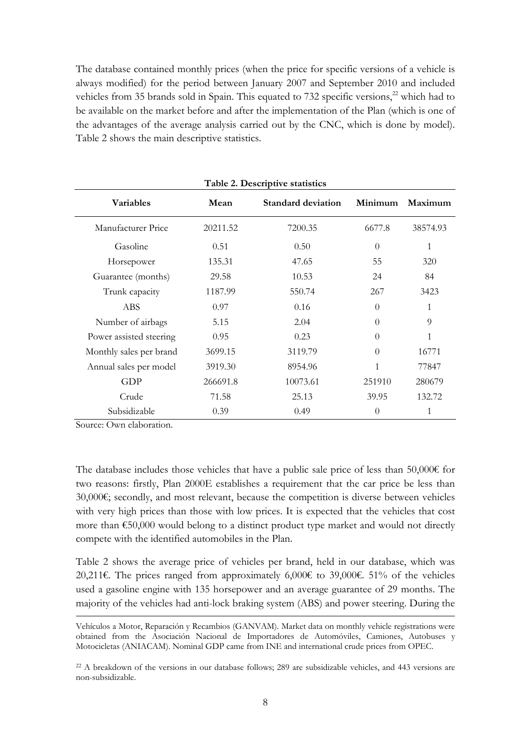The database contained monthly prices (when the price for specific versions of a vehicle is always modified) for the period between January 2007 and September 2010 and included vehicles from 35 brands sold in Spain. This equated to 732 specific versions,[22] which had to be available on the market before and after the implementation of the Plan (which is one of the advantages of the average analysis carried out by the CNC, which is done by model). Table 2 shows the main descriptive statistics.

**Table 2. Descriptive statistics**

| Variables | Mean | Standard deviation | Minimum | Maximum |
|---|---|---|---|---|
| Manufacturer Price | 20211.52 | 7200.35 | 6677.8 | 38574.93 |
| Gasoline | 0.51 | 0.50 | 0 | 1 |
| Horsepower | 135.31 | 47.65 | 55 | 320 |
| Guarantee (months) | 29.58 | 10.53 | 24 | 84 |
| Trunk capacity | 1187.99 | 550.74 | 267 | 3423 |
| ABS | 0.97 | 0.16 | 0 | 1 |
| Number of airbags | 5.15 | 2.04 | 0 | 9 |
| Power assisted steering | 0.95 | 0.23 | 0 | 1 |
| Monthly sales per brand | 3699.15 | 3119.79 | 0 | 16771 |
| Annual sales per model | 3919.30 | 8954.96 | 1 | 77847 |
| GDP | 266691.8 | 10073.61 | 251910 | 280679 |
| Crude | 71.58 | 25.13 | 39.95 | 132.72 |
| Subsidizable | 0.39 | 0.49 | 0 | 1 |

Source: Own elaboration.

The database includes those vehicles that have a public sale price of less than 50,000€ for two reasons: firstly, Plan 2000E establishes a requirement that the car price be less than 30,000€; secondly, and most relevant, because the competition is diverse between vehicles with very high prices than those with low prices. It is expected that the vehicles that cost more than €50,000 would belong to a distinct product type market and would not directly compete with the identified automobiles in the Plan.

Table 2 shows the average price of vehicles per brand, held in our database, which was 20,211€. The prices ranged from approximately 6,000€ to 39,000€. 51% of the vehicles used a gasoline engine with 135 horsepower and an average guarantee of 29 months. The majority of the vehicles had anti-lock braking system (ABS) and power steering. During the

Vehículos a Motor, Reparación y Recambios (GANVAM). Market data on monthly vehicle registrations were obtained from the Asociación Nacional de Importadores de Automóviles, Camiones, Autobuses y Motocicletas (ANIACAM). Nominal GDP came from INE and international crude prices from OPEC.

[22] A breakdown of the versions in our database follows; 289 are subsidizable vehicles, and 443 versions are non-subsidizable.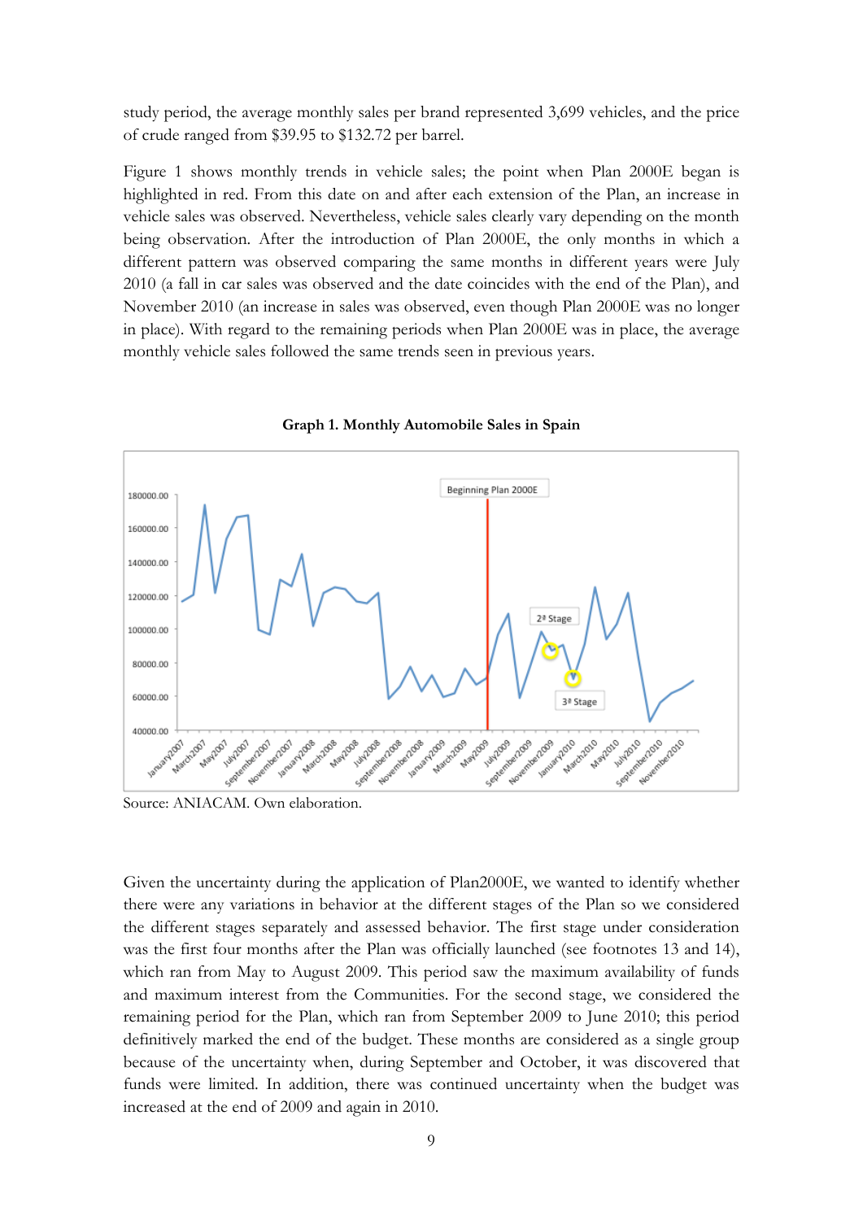study period, the average monthly sales per brand represented 3,699 vehicles, and the price of crude ranged from $39.95 to $132.72 per barrel.

Figure 1 shows monthly trends in vehicle sales; the point when Plan 2000E began is highlighted in red. From this date on and after each extension of the Plan, an increase in vehicle sales was observed. Nevertheless, vehicle sales clearly vary depending on the month being observation. After the introduction of Plan 2000E, the only months in which a different pattern was observed comparing the same months in different years were July 2010 (a fall in car sales was observed and the date coincides with the end of the Plan), and November 2010 (an increase in sales was observed, even though Plan 2000E was no longer in place). With regard to the remaining periods when Plan 2000E was in place, the average monthly vehicle sales followed the same trends seen in previous years.

**Graph 1. Monthly Automobile Sales in Spain**

Source: ANIACAM. Own elaboration.

Given the uncertainty during the application of Plan2000E, we wanted to identify whether there were any variations in behavior at the different stages of the Plan so we considered the different stages separately and assessed behavior. The first stage under consideration was the first four months after the Plan was officially launched (see footnotes 13 and 14), which ran from May to August 2009. This period saw the maximum availability of funds and maximum interest from the Communities. For the second stage, we considered the remaining period for the Plan, which ran from September 2009 to June 2010; this period definitively marked the end of the budget. These months are considered as a single group because of the uncertainty when, during September and October, it was discovered that funds were limited. In addition, there was continued uncertainty when the budget was increased at the end of 2009 and again in 2010.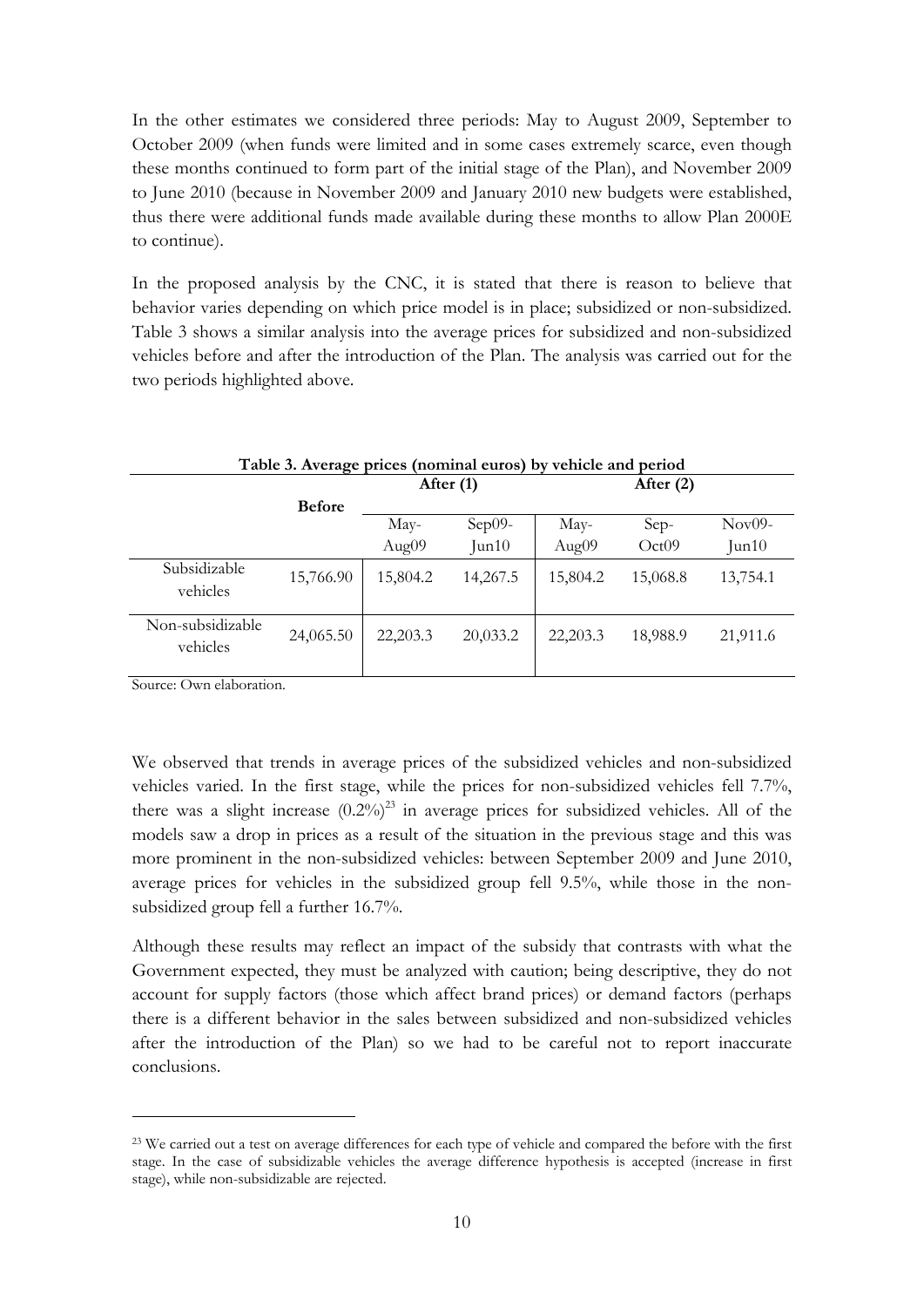In the other estimates we considered three periods: May to August 2009, September to October 2009 (when funds were limited and in some cases extremely scarce, even though these months continued to form part of the initial stage of the Plan), and November 2009 to June 2010 (because in November 2009 and January 2010 new budgets were established, thus there were additional funds made available during these months to allow Plan 2000E to continue).

In the proposed analysis by the CNC, it is stated that there is reason to believe that behavior varies depending on which price model is in place; subsidized or non-subsidized. Table 3 shows a similar analysis into the average prices for subsidized and non-subsidized vehicles before and after the introduction of the Plan. The analysis was carried out for the two periods highlighted above.

**Table 3. Average prices (nominal euros) by vehicle and period**

| | Before | After (1) | | After (2) | | |
|---|---|---|---|---|---|---|
| | | May-Aug09 | Sep09-Jun10 | May-Aug09 | Sep-Oct09 | Nov09-Jun10 |
| Subsidizable vehicles | 15,766.90 | 15,804.2 | 14,267.5 | 15,804.2 | 15,068.8 | 13,754.1 |
| Non-subsidizable vehicles | 24,065.50 | 22,203.3 | 20,033.2 | 22,203.3 | 18,988.9 | 21,911.6 |

Source: Own elaboration.

We observed that trends in average prices of the subsidized vehicles and non-subsidized vehicles varied. In the first stage, while the prices for non-subsidized vehicles fell 7.7%, there was a slight increase (0.2%)[23] in average prices for subsidized vehicles. All of the models saw a drop in prices as a result of the situation in the previous stage and this was more prominent in the non-subsidized vehicles: between September 2009 and June 2010, average prices for vehicles in the subsidized group fell 9.5%, while those in the non-subsidized group fell a further 16.7%.

Although these results may reflect an impact of the subsidy that contrasts with what the Government expected, they must be analyzed with caution; being descriptive, they do not account for supply factors (those which affect brand prices) or demand factors (perhaps there is a different behavior in the sales between subsidized and non-subsidized vehicles after the introduction of the Plan) so we had to be careful not to report inaccurate conclusions.

[23] We carried out a test on average differences for each type of vehicle and compared the before with the first stage. In the case of subsidizable vehicles the average difference hypothesis is accepted (increase in first stage), while non-subsidizable are rejected.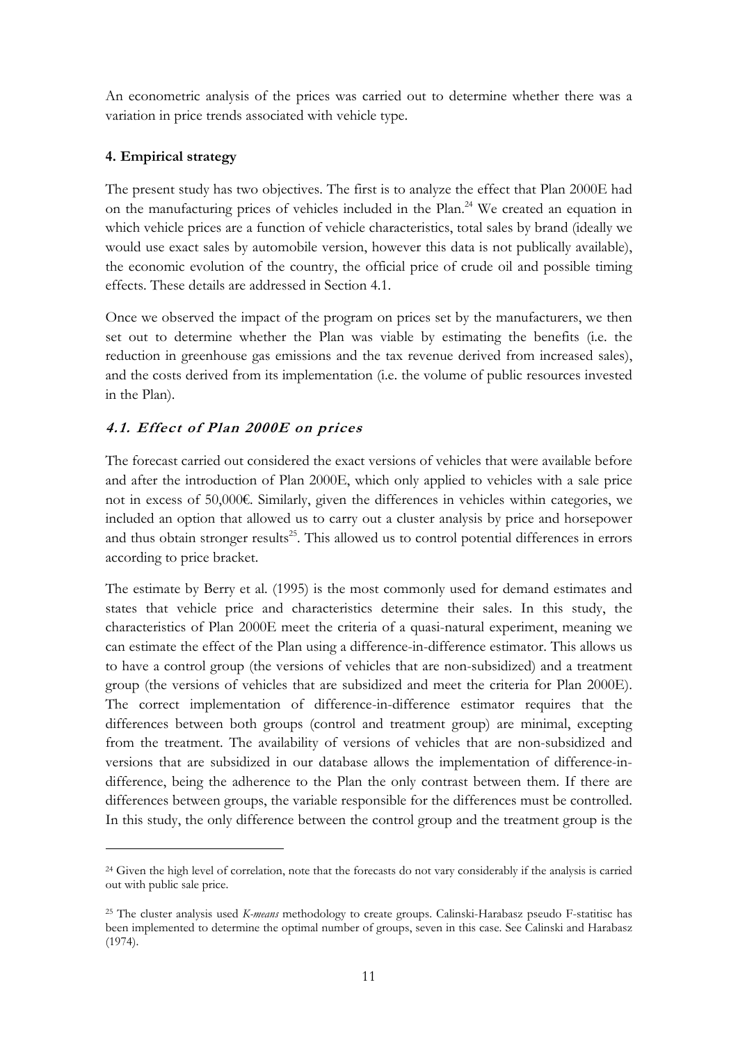An econometric analysis of the prices was carried out to determine whether there was a variation in price trends associated with vehicle type.

## 4. Empirical strategy

The present study has two objectives. The first is to analyze the effect that Plan 2000E had on the manufacturing prices of vehicles included in the Plan.[24] We created an equation in which vehicle prices are a function of vehicle characteristics, total sales by brand (ideally we would use exact sales by automobile version, however this data is not publically available), the economic evolution of the country, the official price of crude oil and possible timing effects. These details are addressed in Section 4.1.

Once we observed the impact of the program on prices set by the manufacturers, we then set out to determine whether the Plan was viable by estimating the benefits (i.e. the reduction in greenhouse gas emissions and the tax revenue derived from increased sales), and the costs derived from its implementation (i.e. the volume of public resources invested in the Plan).

### *4.1. Effect of Plan 2000E on prices*

The forecast carried out considered the exact versions of vehicles that were available before and after the introduction of Plan 2000E, which only applied to vehicles with a sale price not in excess of 50,000€. Similarly, given the differences in vehicles within categories, we included an option that allowed us to carry out a cluster analysis by price and horsepower and thus obtain stronger results[25]. This allowed us to control potential differences in errors according to price bracket.

The estimate by Berry et al. (1995) is the most commonly used for demand estimates and states that vehicle price and characteristics determine their sales. In this study, the characteristics of Plan 2000E meet the criteria of a quasi-natural experiment, meaning we can estimate the effect of the Plan using a difference-in-difference estimator. This allows us to have a control group (the versions of vehicles that are non-subsidized) and a treatment group (the versions of vehicles that are subsidized and meet the criteria for Plan 2000E). The correct implementation of difference-in-difference estimator requires that the differences between both groups (control and treatment group) are minimal, excepting from the treatment. The availability of versions of vehicles that are non-subsidized and versions that are subsidized in our database allows the implementation of difference-in-difference, being the adherence to the Plan the only contrast between them. If there are differences between groups, the variable responsible for the differences must be controlled. In this study, the only difference between the control group and the treatment group is the

---

[24] Given the high level of correlation, note that the forecasts do not vary considerably if the analysis is carried out with public sale price.

[25] The cluster analysis used *K-means* methodology to create groups. Calinski-Harabasz pseudo F-statitisc has been implemented to determine the optimal number of groups, seven in this case. See Calinski and Harabasz (1974).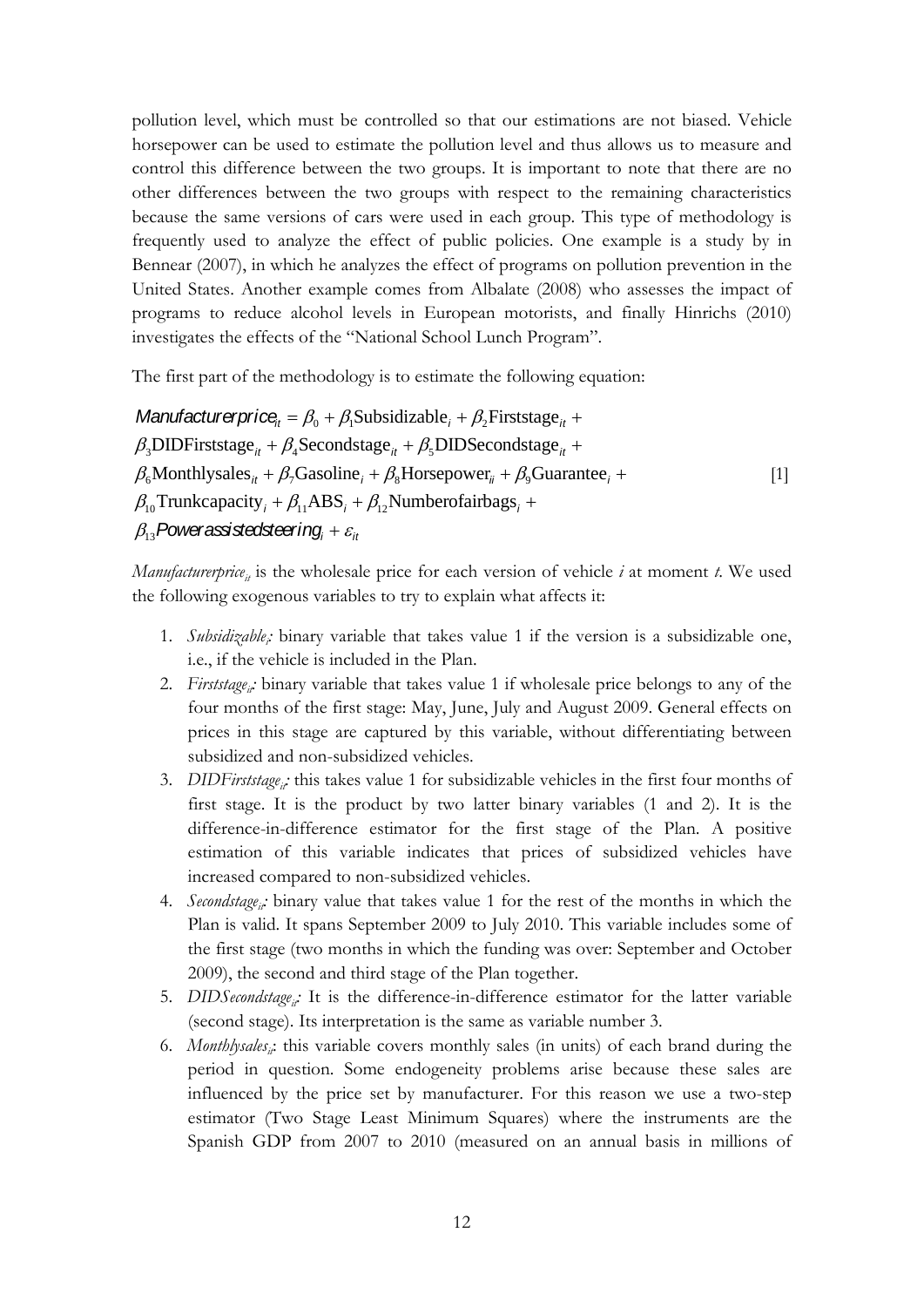pollution level, which must be controlled so that our estimations are not biased. Vehicle horsepower can be used to estimate the pollution level and thus allows us to measure and control this difference between the two groups. It is important to note that there are no other differences between the two groups with respect to the remaining characteristics because the same versions of cars were used in each group. This type of methodology is frequently used to analyze the effect of public policies. One example is a study by in Bennear (2007), in which he analyzes the effect of programs on pollution prevention in the United States. Another example comes from Albalate (2008) who assesses the impact of programs to reduce alcohol levels in European motorists, and finally Hinrichs (2010) investigates the effects of the "National School Lunch Program".

The first part of the methodology is to estimate the following equation:

$$
\begin{aligned}
\mathit{Manufacturerprice}_{it} &= \beta_0 + \beta_1 \text{Subsidizable}_i + \beta_2 \text{Firststage}_{it} + \\
&\beta_3 \text{DIDFirststage}_{it} + \beta_4 \text{Secondstage}_{it} + \beta_5 \text{DIDSecondstage}_{it} + \\
&\beta_6 \text{Monthlysales}_{it} + \beta_7 \text{Gasoline}_i + \beta_8 \text{Horsepower}_{ii} + \beta_9 \text{Guarantee}_i + \\
&\beta_{10} \text{Trunkcapacity}_i + \beta_{11} \text{ABS}_i + \beta_{12} \text{Numberofairbags}_i + \\
&\beta_{13} \mathit{Powerassistedsteering}_i + \varepsilon_{it}
\end{aligned}
\qquad [1]
$$

*Manufacturerprice*$_{it}$ is the wholesale price for each version of vehicle *i* at moment *t*. We used the following exogenous variables to try to explain what affects it:

1. *Subsidizable*$_i$*:* binary variable that takes value 1 if the version is a subsidizable one, i.e., if the vehicle is included in the Plan.
2. *Firststage*$_{it}$*:* binary variable that takes value 1 if wholesale price belongs to any of the four months of the first stage: May, June, July and August 2009. General effects on prices in this stage are captured by this variable, without differentiating between subsidized and non-subsidized vehicles.
3. *DIDFirststage*$_{it}$: this takes value 1 for subsidizable vehicles in the first four months of first stage. It is the product by two latter binary variables (1 and 2). It is the difference-in-difference estimator for the first stage of the Plan. A positive estimation of this variable indicates that prices of subsidized vehicles have increased compared to non-subsidized vehicles.
4. *Secondstage*$_{it}$: binary value that takes value 1 for the rest of the months in which the Plan is valid. It spans September 2009 to July 2010. This variable includes some of the first stage (two months in which the funding was over: September and October 2009), the second and third stage of the Plan together.
5. *DIDSecondstage*$_{it}$: It is the difference-in-difference estimator for the latter variable (second stage). Its interpretation is the same as variable number 3.
6. *Monthlysales*$_{it}$: this variable covers monthly sales (in units) of each brand during the period in question. Some endogeneity problems arise because these sales are influenced by the price set by manufacturer. For this reason we use a two-step estimator (Two Stage Least Minimum Squares) where the instruments are the Spanish GDP from 2007 to 2010 (measured on an annual basis in millions of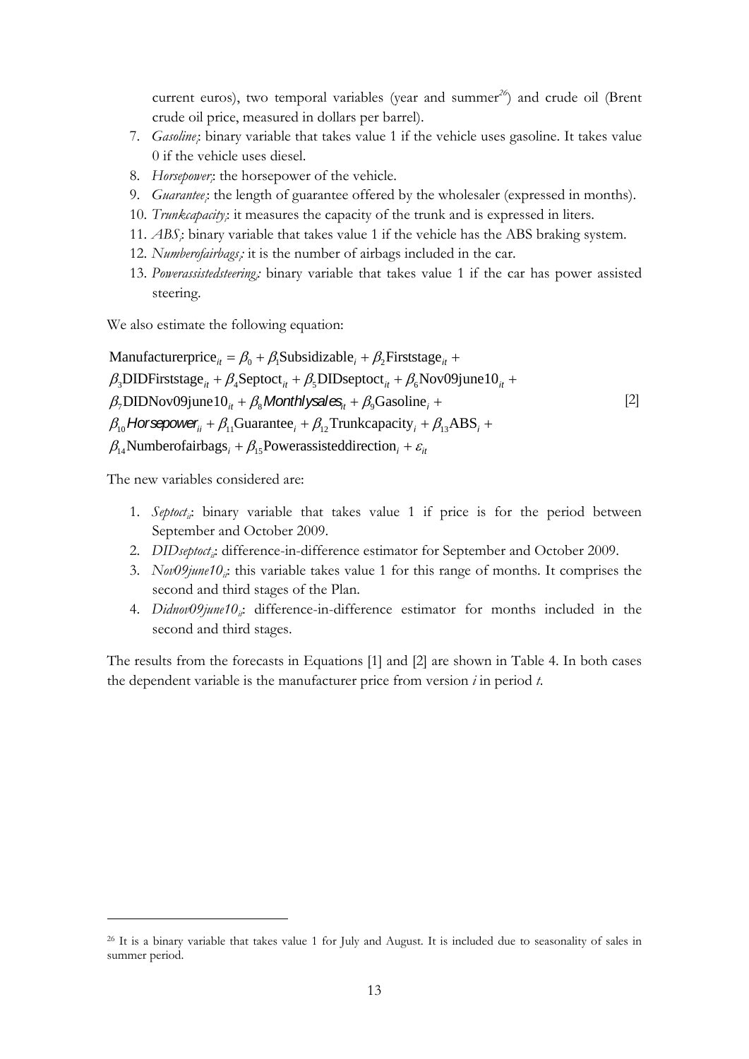current euros), two temporal variables (year and summer[26]) and crude oil (Brent crude oil price, measured in dollars per barrel).

7. *Gasoline$_i$*: binary variable that takes value 1 if the vehicle uses gasoline. It takes value 0 if the vehicle uses diesel.
8. *Horsepower$_i$*: the horsepower of the vehicle.
9. *Guarantee$_i$*: the length of guarantee offered by the wholesaler (expressed in months).
10. *Trunkcapacity$_i$*: it measures the capacity of the trunk and is expressed in liters.
11. *ABS$_i$*: binary variable that takes value 1 if the vehicle has the ABS braking system.
12. *Numberofairbags$_i$*: it is the number of airbags included in the car.
13. *Powerassistedsteering$_i$*: binary variable that takes value 1 if the car has power assisted steering.

We also estimate the following equation:

$$
\begin{aligned}
&\text{Manufacturerprice}_{it} = \beta_0 + \beta_1 \text{Subsidizable}_i + \beta_2 \text{Firststage}_{it} + \\
&\beta_3 \text{DIDFirststage}_{it} + \beta_4 \text{Septoct}_{it} + \beta_5 \text{DIDseptoct}_{it} + \beta_6 \text{Nov09june10}_{it} + \\
&\beta_7 \text{DIDNov09june10}_{it} + \beta_8 \textit{Monthlysales}_{it} + \beta_9 \text{Gasoline}_i + \\
&\beta_{10} \textit{Horsepower}_{ii} + \beta_{11} \text{Guarantee}_i + \beta_{12} \text{Trunkcapacity}_i + \beta_{13} \text{ABS}_i + \\
&\beta_{14} \text{Numberofairbags}_i + \beta_{15} \text{Powerassisteddirection}_i + \varepsilon_{it}
\end{aligned}
\qquad [2]
$$

The new variables considered are:

1. *Septoct$_{it}$*: binary variable that takes value 1 if price is for the period between September and October 2009.
2. *DIDseptoct$_{it}$*: difference-in-difference estimator for September and October 2009.
3. *Nov09june10$_{it}$*: this variable takes value 1 for this range of months. It comprises the second and third stages of the Plan.
4. *Didnov09june10$_{it}$*: difference-in-difference estimator for months included in the second and third stages.

The results from the forecasts in Equations [1] and [2] are shown in Table 4. In both cases the dependent variable is the manufacturer price from version *i* in period *t*.

[26] It is a binary variable that takes value 1 for July and August. It is included due to seasonality of sales in summer period.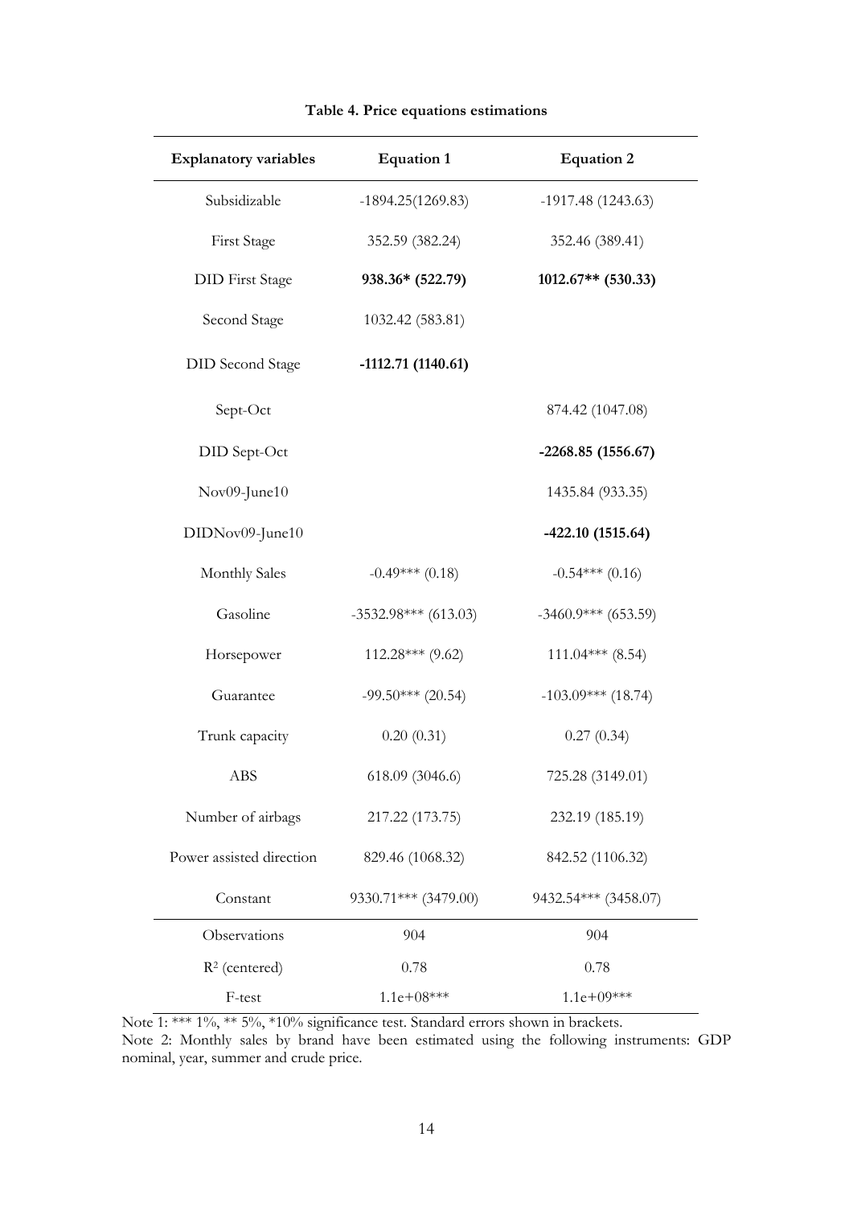**Table 4. Price equations estimations**

| Explanatory variables | Equation 1 | Equation 2 |
|---|---|---|
| Subsidizable | -1894.25(1269.83) | -1917.48 (1243.63) |
| First Stage | 352.59 (382.24) | 352.46 (389.41) |
| DID First Stage | **938.36* (522.79)** | **1012.67** (530.33)** |
| Second Stage | 1032.42 (583.81) | |
| DID Second Stage | **-1112.71 (1140.61)** | |
| Sept-Oct | | 874.42 (1047.08) |
| DID Sept-Oct | | **-2268.85 (1556.67)** |
| Nov09-June10 | | 1435.84 (933.35) |
| DIDNov09-June10 | | **-422.10 (1515.64)** |
| Monthly Sales | -0.49*** (0.18) | -0.54*** (0.16) |
| Gasoline | -3532.98*** (613.03) | -3460.9*** (653.59) |
| Horsepower | 112.28*** (9.62) | 111.04*** (8.54) |
| Guarantee | -99.50*** (20.54) | -103.09*** (18.74) |
| Trunk capacity | 0.20 (0.31) | 0.27 (0.34) |
| ABS | 618.09 (3046.6) | 725.28 (3149.01) |
| Number of airbags | 217.22 (173.75) | 232.19 (185.19) |
| Power assisted direction | 829.46 (1068.32) | 842.52 (1106.32) |
| Constant | 9330.71*** (3479.00) | 9432.54*** (3458.07) |
| Observations | 904 | 904 |
| $R^2$ (centered) | 0.78 | 0.78 |
| F-test | 1.1e+08*** | 1.1e+09*** |

Note 1: *** 1%, ** 5%, *10% significance test. Standard errors shown in brackets.
Note 2: Monthly sales by brand have been estimated using the following instruments: GDP nominal, year, summer and crude price.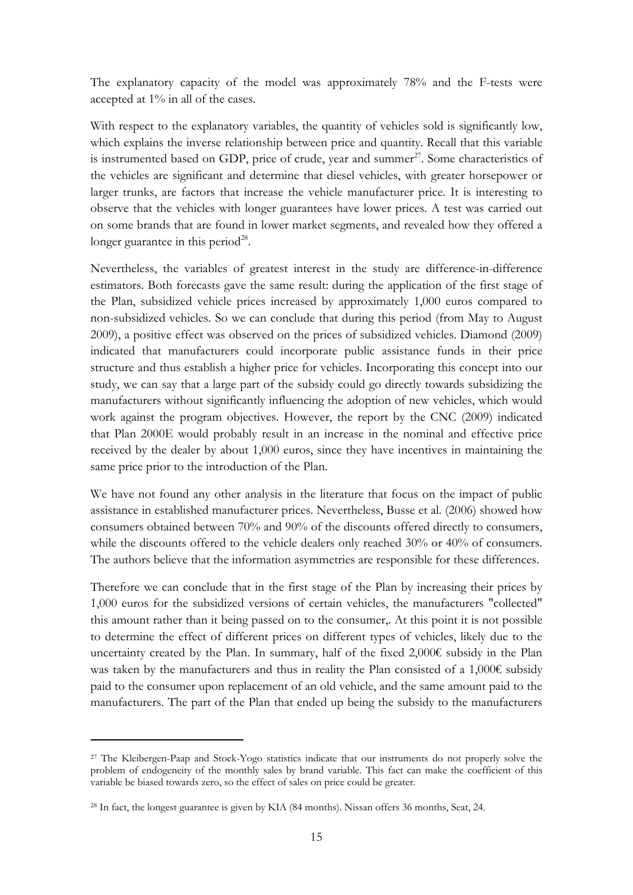The explanatory capacity of the model was approximately 78% and the F-tests were accepted at 1% in all of the cases.

With respect to the explanatory variables, the quantity of vehicles sold is significantly low, which explains the inverse relationship between price and quantity. Recall that this variable is instrumented based on GDP, price of crude, year and summer[27]. Some characteristics of the vehicles are significant and determine that diesel vehicles, with greater horsepower or larger trunks, are factors that increase the vehicle manufacturer price. It is interesting to observe that the vehicles with longer guarantees have lower prices. A test was carried out on some brands that are found in lower market segments, and revealed how they offered a longer guarantee in this period[28].

Nevertheless, the variables of greatest interest in the study are difference-in-difference estimators. Both forecasts gave the same result: during the application of the first stage of the Plan, subsidized vehicle prices increased by approximately 1,000 euros compared to non-subsidized vehicles. So we can conclude that during this period (from May to August 2009), a positive effect was observed on the prices of subsidized vehicles. Diamond (2009) indicated that manufacturers could incorporate public assistance funds in their price structure and thus establish a higher price for vehicles. Incorporating this concept into our study, we can say that a large part of the subsidy could go directly towards subsidizing the manufacturers without significantly influencing the adoption of new vehicles, which would work against the program objectives. However, the report by the CNC (2009) indicated that Plan 2000E would probably result in an increase in the nominal and effective price received by the dealer by about 1,000 euros, since they have incentives in maintaining the same price prior to the introduction of the Plan.

We have not found any other analysis in the literature that focus on the impact of public assistance in established manufacturer prices. Nevertheless, Busse et al. (2006) showed how consumers obtained between 70% and 90% of the discounts offered directly to consumers, while the discounts offered to the vehicle dealers only reached 30% or 40% of consumers. The authors believe that the information asymmetries are responsible for these differences.

Therefore we can conclude that in the first stage of the Plan by increasing their prices by 1,000 euros for the subsidized versions of certain vehicles, the manufacturers "collected" this amount rather than it being passed on to the consumer,. At this point it is not possible to determine the effect of different prices on different types of vehicles, likely due to the uncertainty created by the Plan. In summary, half of the fixed 2,000€ subsidy in the Plan was taken by the manufacturers and thus in reality the Plan consisted of a 1,000€ subsidy paid to the consumer upon replacement of an old vehicle, and the same amount paid to the manufacturers. The part of the Plan that ended up being the subsidy to the manufacturers

---

[27] The Kleibergen-Paap and Stock-Yogo statistics indicate that our instruments do not properly solve the problem of endogeneity of the monthly sales by brand variable. This fact can make the coefficient of this variable be biased towards zero, so the effect of sales on price could be greater.

[28] In fact, the longest guarantee is given by KIA (84 months). Nissan offers 36 months, Seat, 24.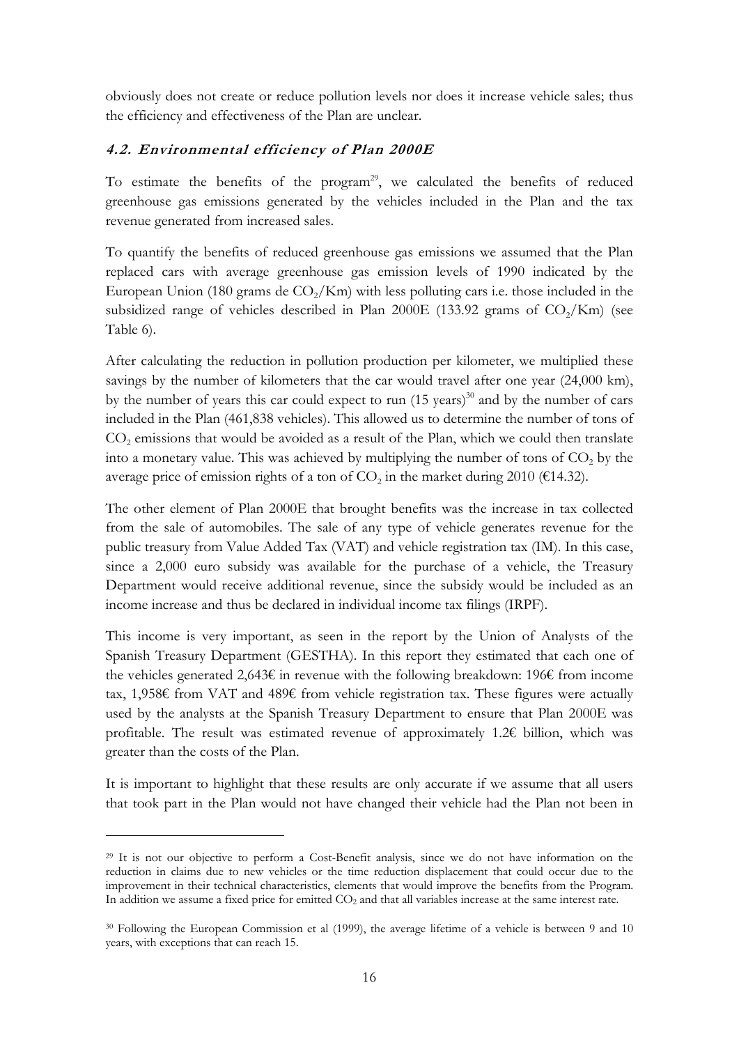obviously does not create or reduce pollution levels nor does it increase vehicle sales; thus the efficiency and effectiveness of the Plan are unclear.

### *4.2. Environmental efficiency of Plan 2000E*

To estimate the benefits of the program[29], we calculated the benefits of reduced greenhouse gas emissions generated by the vehicles included in the Plan and the tax revenue generated from increased sales.

To quantify the benefits of reduced greenhouse gas emissions we assumed that the Plan replaced cars with average greenhouse gas emission levels of 1990 indicated by the European Union (180 grams de $CO_2$/Km) with less polluting cars i.e. those included in the subsidized range of vehicles described in Plan 2000E (133.92 grams of $CO_2$/Km) (see Table 6).

After calculating the reduction in pollution production per kilometer, we multiplied these savings by the number of kilometers that the car would travel after one year (24,000 km), by the number of years this car could expect to run (15 years)[30] and by the number of cars included in the Plan (461,838 vehicles). This allowed us to determine the number of tons of $CO_2$ emissions that would be avoided as a result of the Plan, which we could then translate into a monetary value. This was achieved by multiplying the number of tons of $CO_2$ by the average price of emission rights of a ton of $CO_2$ in the market during 2010 (€14.32).

The other element of Plan 2000E that brought benefits was the increase in tax collected from the sale of automobiles. The sale of any type of vehicle generates revenue for the public treasury from Value Added Tax (VAT) and vehicle registration tax (IM). In this case, since a 2,000 euro subsidy was available for the purchase of a vehicle, the Treasury Department would receive additional revenue, since the subsidy would be included as an income increase and thus be declared in individual income tax filings (IRPF).

This income is very important, as seen in the report by the Union of Analysts of the Spanish Treasury Department (GESTHA). In this report they estimated that each one of the vehicles generated 2,643€ in revenue with the following breakdown: 196€ from income tax, 1,958€ from VAT and 489€ from vehicle registration tax. These figures were actually used by the analysts at the Spanish Treasury Department to ensure that Plan 2000E was profitable. The result was estimated revenue of approximately 1.2€ billion, which was greater than the costs of the Plan.

It is important to highlight that these results are only accurate if we assume that all users that took part in the Plan would not have changed their vehicle had the Plan not been in

---

[29] It is not our objective to perform a Cost-Benefit analysis, since we do not have information on the reduction in claims due to new vehicles or the time reduction displacement that could occur due to the improvement in their technical characteristics, elements that would improve the benefits from the Program. In addition we assume a fixed price for emitted $CO_2$ and that all variables increase at the same interest rate.

[30] Following the European Commission et al (1999), the average lifetime of a vehicle is between 9 and 10 years, with exceptions that can reach 15.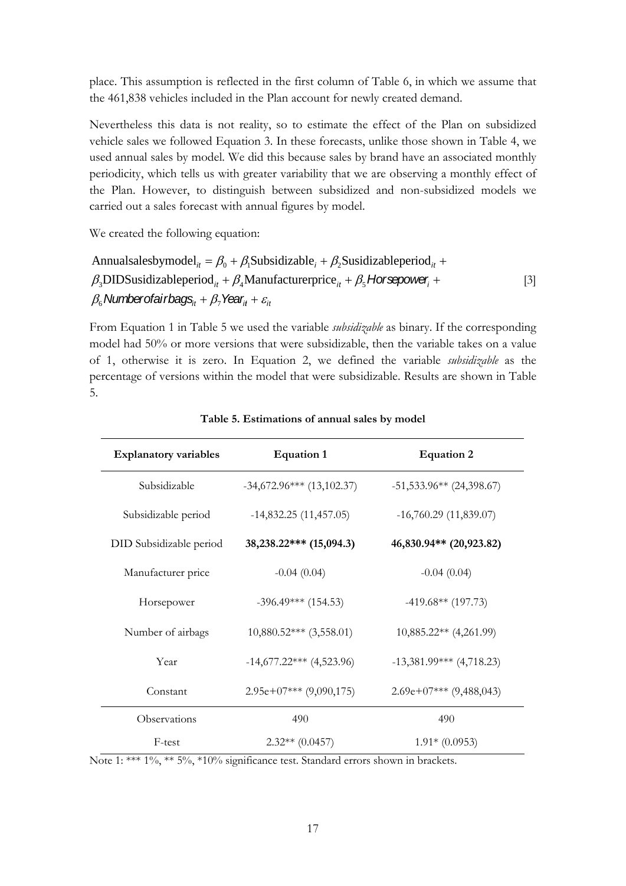place. This assumption is reflected in the first column of Table 6, in which we assume that the 461,838 vehicles included in the Plan account for newly created demand.

Nevertheless this data is not reality, so to estimate the effect of the Plan on subsidized vehicle sales we followed Equation 3. In these forecasts, unlike those shown in Table 4, we used annual sales by model. We did this because sales by brand have an associated monthly periodicity, which tells us with greater variability that we are observing a monthly effect of the Plan. However, to distinguish between subsidized and non-subsidized models we carried out a sales forecast with annual figures by model.

We created the following equation:

$$\begin{aligned} \text{Annualsalesbymodel}_{it} &= \beta_0 + \beta_1 \text{Subsidizable}_i + \beta_2 \text{Susidizableperiod}_{it} + \\ &\beta_3 \text{DIDSusidizableperiod}_{it} + \beta_4 \text{Manufacturerprice}_{it} + \beta_5 \textit{Horsepower}_i + \\ &\beta_6 \textit{Numberofairbags}_{it} + \beta_7 \textit{Year}_{it} + \varepsilon_{it} \end{aligned} \qquad [3]$$

From Equation 1 in Table 5 we used the variable *subsidizable* as binary. If the corresponding model had 50% or more versions that were subsidizable, then the variable takes on a value of 1, otherwise it is zero. In Equation 2, we defined the variable *subsidizable* as the percentage of versions within the model that were subsidizable. Results are shown in Table 5.

**Table 5. Estimations of annual sales by model**

| Explanatory variables | Equation 1 | Equation 2 |
|---|---|---|
| Subsidizable | -34,672.96*** (13,102.37) | -51,533.96** (24,398.67) |
| Subsidizable period | -14,832.25 (11,457.05) | -16,760.29 (11,839.07) |
| DID Subsidizable period | **38,238.22*** (15,094.3)** | **46,830.94** (20,923.82)** |
| Manufacturer price | -0.04 (0.04) | -0.04 (0.04) |
| Horsepower | -396.49*** (154.53) | -419.68** (197.73) |
| Number of airbags | 10,880.52*** (3,558.01) | 10,885.22** (4,261.99) |
| Year | -14,677.22*** (4,523.96) | -13,381.99*** (4,718.23) |
| Constant | 2.95e+07*** (9,090,175) | 2.69e+07*** (9,488,043) |
| Observations | 490 | 490 |
| F-test | 2.32** (0.0457) | 1.91* (0.0953) |

Note 1: *** 1%, ** 5%, *10% significance test. Standard errors shown in brackets.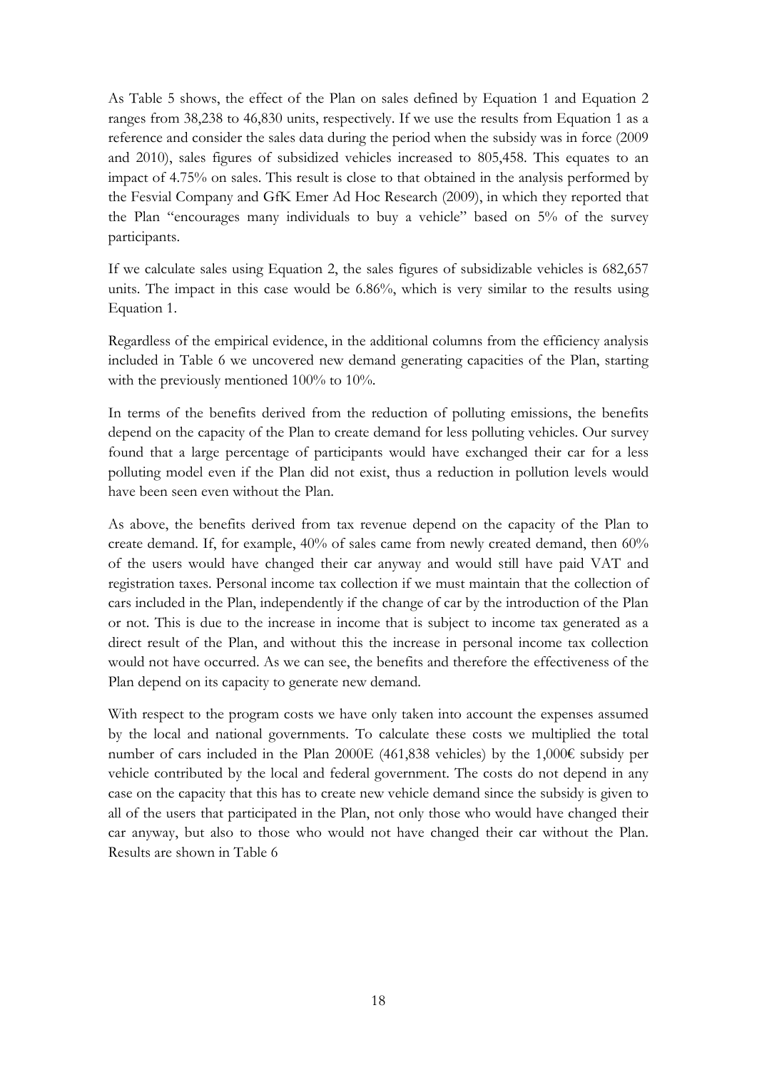As Table 5 shows, the effect of the Plan on sales defined by Equation 1 and Equation 2 ranges from 38,238 to 46,830 units, respectively. If we use the results from Equation 1 as a reference and consider the sales data during the period when the subsidy was in force (2009 and 2010), sales figures of subsidized vehicles increased to 805,458. This equates to an impact of 4.75% on sales. This result is close to that obtained in the analysis performed by the Fesvial Company and GfK Emer Ad Hoc Research (2009), in which they reported that the Plan "encourages many individuals to buy a vehicle" based on 5% of the survey participants.

If we calculate sales using Equation 2, the sales figures of subsidizable vehicles is 682,657 units. The impact in this case would be 6.86%, which is very similar to the results using Equation 1.

Regardless of the empirical evidence, in the additional columns from the efficiency analysis included in Table 6 we uncovered new demand generating capacities of the Plan, starting with the previously mentioned 100% to 10%.

In terms of the benefits derived from the reduction of polluting emissions, the benefits depend on the capacity of the Plan to create demand for less polluting vehicles. Our survey found that a large percentage of participants would have exchanged their car for a less polluting model even if the Plan did not exist, thus a reduction in pollution levels would have been seen even without the Plan.

As above, the benefits derived from tax revenue depend on the capacity of the Plan to create demand. If, for example, 40% of sales came from newly created demand, then 60% of the users would have changed their car anyway and would still have paid VAT and registration taxes. Personal income tax collection if we must maintain that the collection of cars included in the Plan, independently if the change of car by the introduction of the Plan or not. This is due to the increase in income that is subject to income tax generated as a direct result of the Plan, and without this the increase in personal income tax collection would not have occurred. As we can see, the benefits and therefore the effectiveness of the Plan depend on its capacity to generate new demand.

With respect to the program costs we have only taken into account the expenses assumed by the local and national governments. To calculate these costs we multiplied the total number of cars included in the Plan 2000E (461,838 vehicles) by the 1,000€ subsidy per vehicle contributed by the local and federal government. The costs do not depend in any case on the capacity that this has to create new vehicle demand since the subsidy is given to all of the users that participated in the Plan, not only those who would have changed their car anyway, but also to those who would not have changed their car without the Plan. Results are shown in Table 6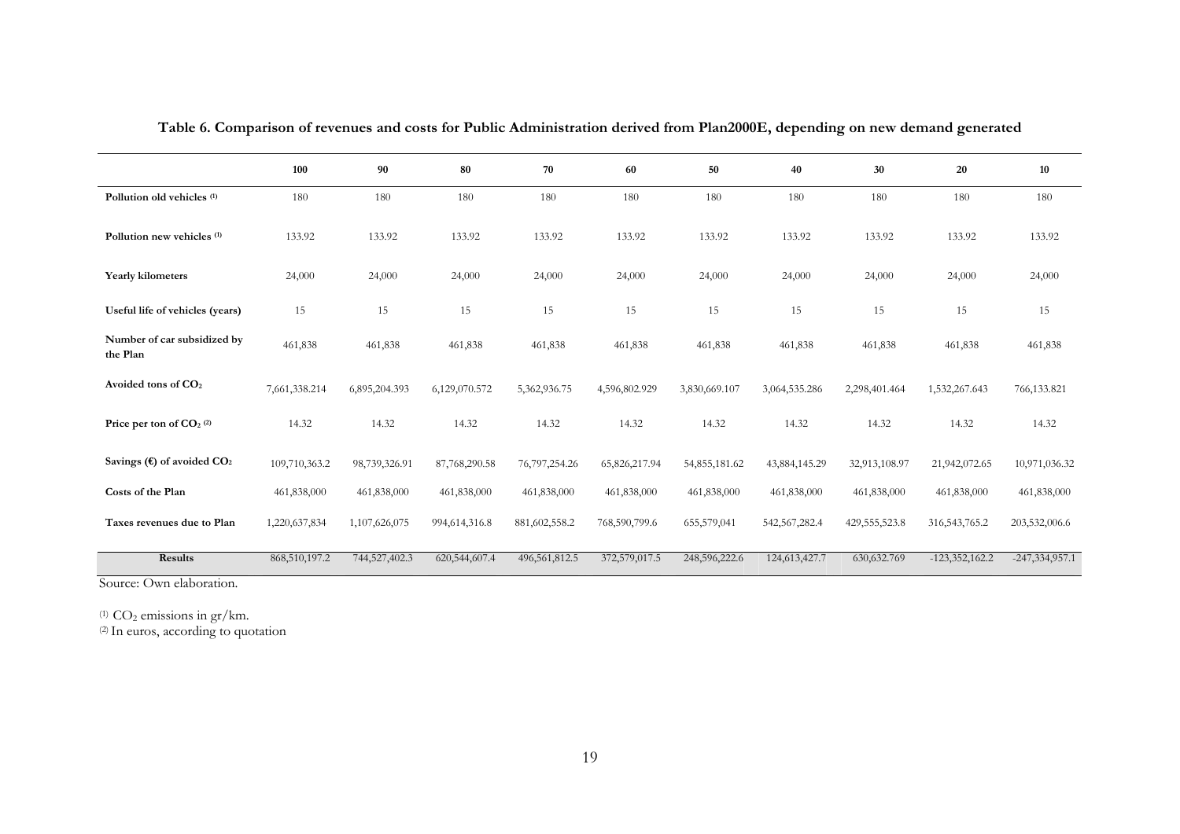**Table 6. Comparison of revenues and costs for Public Administration derived from Plan2000E, depending on new demand generated**

| | 100 | 90 | 80 | 70 | 60 | 50 | 40 | 30 | 20 | 10 |
|---|---|---|---|---|---|---|---|---|---|---|
| **Pollution old vehicles** [(1)] | 180 | 180 | 180 | 180 | 180 | 180 | 180 | 180 | 180 | 180 |
| **Pollution new vehicles** [(1)] | 133.92 | 133.92 | 133.92 | 133.92 | 133.92 | 133.92 | 133.92 | 133.92 | 133.92 | 133.92 |
| **Yearly kilometers** | 24,000 | 24,000 | 24,000 | 24,000 | 24,000 | 24,000 | 24,000 | 24,000 | 24,000 | 24,000 |
| **Useful life of vehicles (years)** | 15 | 15 | 15 | 15 | 15 | 15 | 15 | 15 | 15 | 15 |
| **Number of car subsidized by the Plan** | 461,838 | 461,838 | 461,838 | 461,838 | 461,838 | 461,838 | 461,838 | 461,838 | 461,838 | 461,838 |
| **Avoided tons of $CO_2$** | 7,661,338.214 | 6,895,204.393 | 6,129,070.572 | 5,362,936.75 | 4,596,802.929 | 3,830,669.107 | 3,064,535.286 | 2,298,401.464 | 1,532,267.643 | 766,133.821 |
| **Price per ton of $CO_2$** [(2)] | 14.32 | 14.32 | 14.32 | 14.32 | 14.32 | 14.32 | 14.32 | 14.32 | 14.32 | 14.32 |
| **Savings (€) of avoided $CO_2$** | 109,710,363.2 | 98,739,326.91 | 87,768,290.58 | 76,797,254.26 | 65,826,217.94 | 54,855,181.62 | 43,884,145.29 | 32,913,108.97 | 21,942,072.65 | 10,971,036.32 |
| **Costs of the Plan** | 461,838,000 | 461,838,000 | 461,838,000 | 461,838,000 | 461,838,000 | 461,838,000 | 461,838,000 | 461,838,000 | 461,838,000 | 461,838,000 |
| **Taxes revenues due to Plan** | 1,220,637,834 | 1,107,626,075 | 994,614,316.8 | 881,602,558.2 | 768,590,799.6 | 655,579,041 | 542,567,282.4 | 429,555,523.8 | 316,543,765.2 | 203,532,006.6 |
| **Results** | 868,510,197.2 | 744,527,402.3 | 620,544,607.4 | 496,561,812.5 | 372,579,017.5 | 248,596,222.6 | 124,613,427.7 | 630,632.769 | -123,352,162.2 | -247,334,957.1 |

Source: Own elaboration.

[(1)] $CO_2$ emissions in gr/km.
[(2)] In euros, according to quotation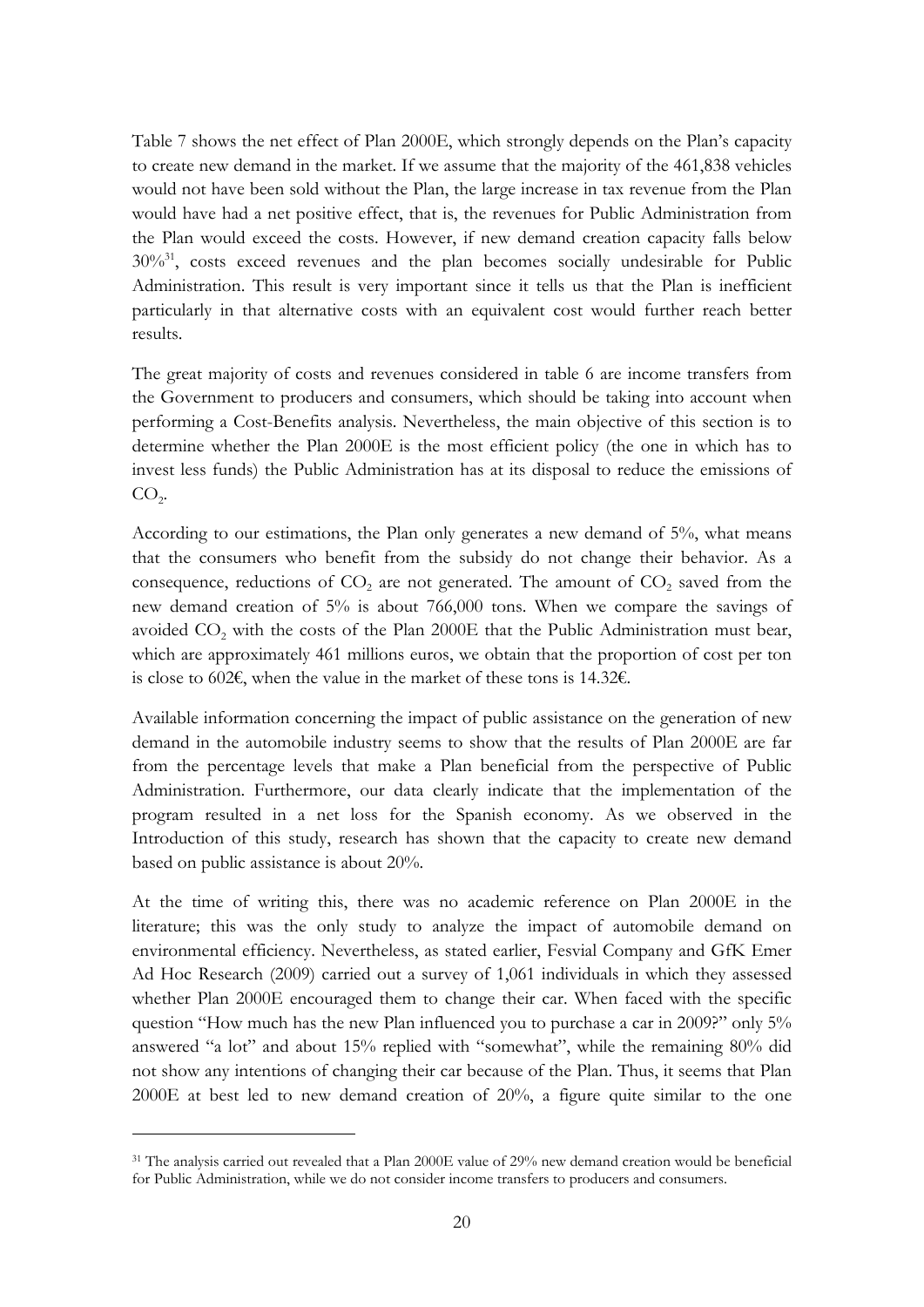Table 7 shows the net effect of Plan 2000E, which strongly depends on the Plan's capacity to create new demand in the market. If we assume that the majority of the 461,838 vehicles would not have been sold without the Plan, the large increase in tax revenue from the Plan would have had a net positive effect, that is, the revenues for Public Administration from the Plan would exceed the costs. However, if new demand creation capacity falls below 30%[31], costs exceed revenues and the plan becomes socially undesirable for Public Administration. This result is very important since it tells us that the Plan is inefficient particularly in that alternative costs with an equivalent cost would further reach better results.

The great majority of costs and revenues considered in table 6 are income transfers from the Government to producers and consumers, which should be taking into account when performing a Cost-Benefits analysis. Nevertheless, the main objective of this section is to determine whether the Plan 2000E is the most efficient policy (the one in which has to invest less funds) the Public Administration has at its disposal to reduce the emissions of $CO_2$.

According to our estimations, the Plan only generates a new demand of 5%, what means that the consumers who benefit from the subsidy do not change their behavior. As a consequence, reductions of $CO_2$ are not generated. The amount of $CO_2$ saved from the new demand creation of 5% is about 766,000 tons. When we compare the savings of avoided $CO_2$ with the costs of the Plan 2000E that the Public Administration must bear, which are approximately 461 millions euros, we obtain that the proportion of cost per ton is close to 602€, when the value in the market of these tons is 14.32€.

Available information concerning the impact of public assistance on the generation of new demand in the automobile industry seems to show that the results of Plan 2000E are far from the percentage levels that make a Plan beneficial from the perspective of Public Administration. Furthermore, our data clearly indicate that the implementation of the program resulted in a net loss for the Spanish economy. As we observed in the Introduction of this study, research has shown that the capacity to create new demand based on public assistance is about 20%.

At the time of writing this, there was no academic reference on Plan 2000E in the literature; this was the only study to analyze the impact of automobile demand on environmental efficiency. Nevertheless, as stated earlier, Fesvial Company and GfK Emer Ad Hoc Research (2009) carried out a survey of 1,061 individuals in which they assessed whether Plan 2000E encouraged them to change their car. When faced with the specific question "How much has the new Plan influenced you to purchase a car in 2009?" only 5% answered "a lot" and about 15% replied with "somewhat", while the remaining 80% did not show any intentions of changing their car because of the Plan. Thus, it seems that Plan 2000E at best led to new demand creation of 20%, a figure quite similar to the one

[31] The analysis carried out revealed that a Plan 2000E value of 29% new demand creation would be beneficial for Public Administration, while we do not consider income transfers to producers and consumers.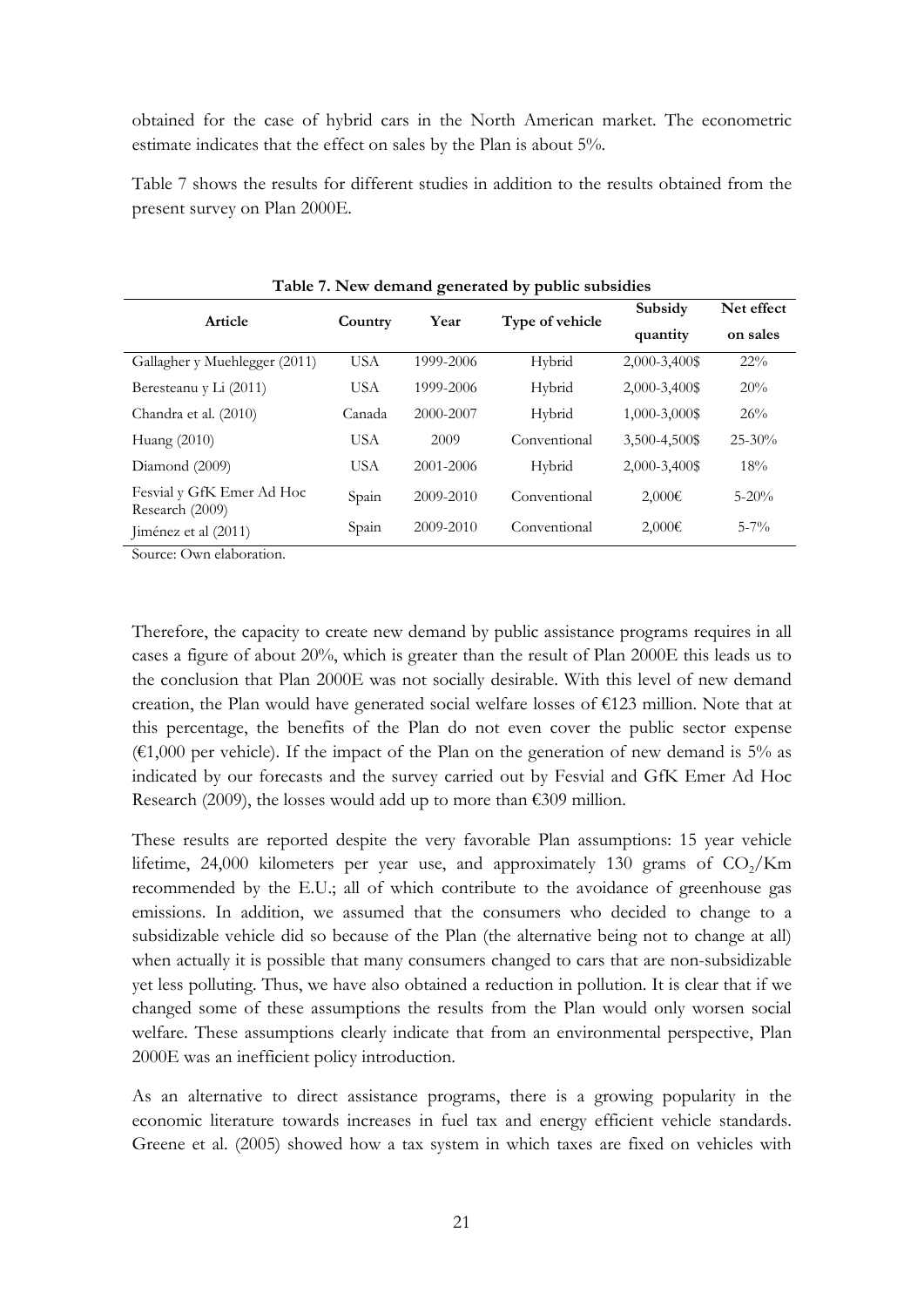obtained for the case of hybrid cars in the North American market. The econometric estimate indicates that the effect on sales by the Plan is about 5%.

Table 7 shows the results for different studies in addition to the results obtained from the present survey on Plan 2000E.

**Table 7. New demand generated by public subsidies**

| Article | Country | Year | Type of vehicle | Subsidy quantity | Net effect on sales |
|---|---|---|---|---|---|
| Gallagher y Muehlegger (2011) | USA | 1999-2006 | Hybrid | 2,000-3,400$ | 22% |
| Beresteanu y Li (2011) | USA | 1999-2006 | Hybrid | 2,000-3,400$ | 20% |
| Chandra et al. (2010) | Canada | 2000-2007 | Hybrid | 1,000-3,000$ | 26% |
| Huang (2010) | USA | 2009 | Conventional | 3,500-4,500$ | 25-30% |
| Diamond (2009) | USA | 2001-2006 | Hybrid | 2,000-3,400$ | 18% |
| Fesvial y GfK Emer Ad Hoc Research (2009) | Spain | 2009-2010 | Conventional | 2,000€ | 5-20% |
| Jiménez et al (2011) | Spain | 2009-2010 | Conventional | 2,000€ | 5-7% |

Source: Own elaboration.

Therefore, the capacity to create new demand by public assistance programs requires in all cases a figure of about 20%, which is greater than the result of Plan 2000E this leads us to the conclusion that Plan 2000E was not socially desirable. With this level of new demand creation, the Plan would have generated social welfare losses of €123 million. Note that at this percentage, the benefits of the Plan do not even cover the public sector expense (€1,000 per vehicle). If the impact of the Plan on the generation of new demand is 5% as indicated by our forecasts and the survey carried out by Fesvial and GfK Emer Ad Hoc Research (2009), the losses would add up to more than €309 million.

These results are reported despite the very favorable Plan assumptions: 15 year vehicle lifetime, 24,000 kilometers per year use, and approximately 130 grams of $CO_2$/Km recommended by the E.U.; all of which contribute to the avoidance of greenhouse gas emissions. In addition, we assumed that the consumers who decided to change to a subsidizable vehicle did so because of the Plan (the alternative being not to change at all) when actually it is possible that many consumers changed to cars that are non-subsidizable yet less polluting. Thus, we have also obtained a reduction in pollution. It is clear that if we changed some of these assumptions the results from the Plan would only worsen social welfare. These assumptions clearly indicate that from an environmental perspective, Plan 2000E was an inefficient policy introduction.

As an alternative to direct assistance programs, there is a growing popularity in the economic literature towards increases in fuel tax and energy efficient vehicle standards. Greene et al. (2005) showed how a tax system in which taxes are fixed on vehicles with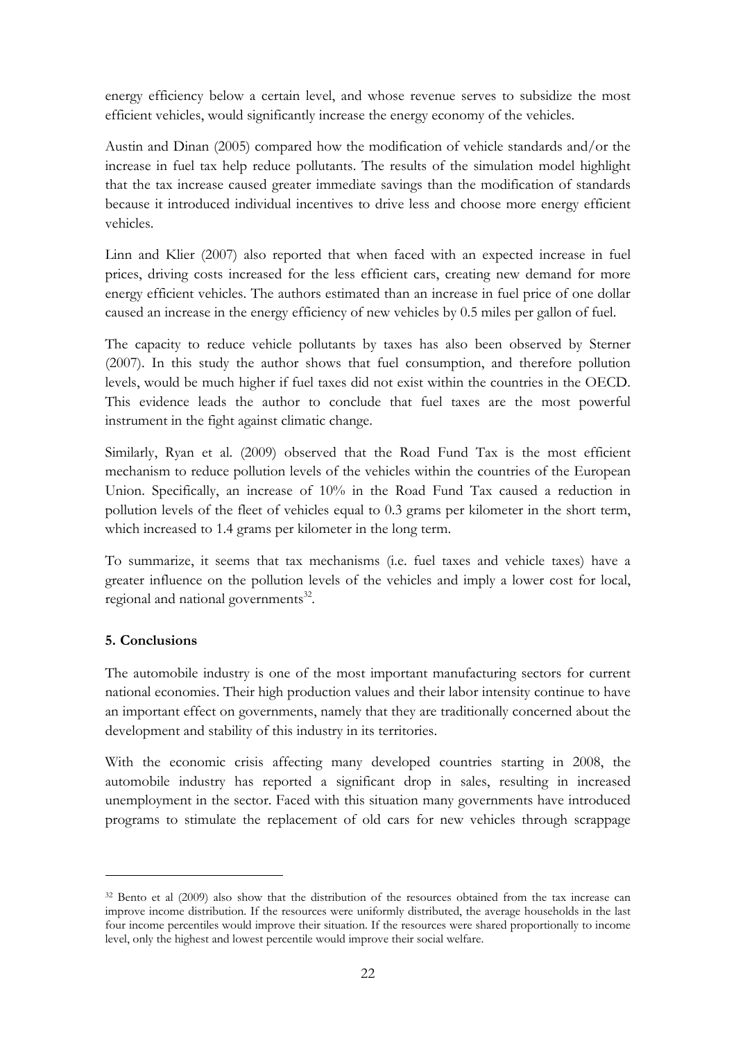energy efficiency below a certain level, and whose revenue serves to subsidize the most efficient vehicles, would significantly increase the energy economy of the vehicles.

Austin and Dinan (2005) compared how the modification of vehicle standards and/or the increase in fuel tax help reduce pollutants. The results of the simulation model highlight that the tax increase caused greater immediate savings than the modification of standards because it introduced individual incentives to drive less and choose more energy efficient vehicles.

Linn and Klier (2007) also reported that when faced with an expected increase in fuel prices, driving costs increased for the less efficient cars, creating new demand for more energy efficient vehicles. The authors estimated than an increase in fuel price of one dollar caused an increase in the energy efficiency of new vehicles by 0.5 miles per gallon of fuel.

The capacity to reduce vehicle pollutants by taxes has also been observed by Sterner (2007). In this study the author shows that fuel consumption, and therefore pollution levels, would be much higher if fuel taxes did not exist within the countries in the OECD. This evidence leads the author to conclude that fuel taxes are the most powerful instrument in the fight against climatic change.

Similarly, Ryan et al. (2009) observed that the Road Fund Tax is the most efficient mechanism to reduce pollution levels of the vehicles within the countries of the European Union. Specifically, an increase of 10% in the Road Fund Tax caused a reduction in pollution levels of the fleet of vehicles equal to 0.3 grams per kilometer in the short term, which increased to 1.4 grams per kilometer in the long term.

To summarize, it seems that tax mechanisms (i.e. fuel taxes and vehicle taxes) have a greater influence on the pollution levels of the vehicles and imply a lower cost for local, regional and national governments[32].

**5. Conclusions**

The automobile industry is one of the most important manufacturing sectors for current national economies. Their high production values and their labor intensity continue to have an important effect on governments, namely that they are traditionally concerned about the development and stability of this industry in its territories.

With the economic crisis affecting many developed countries starting in 2008, the automobile industry has reported a significant drop in sales, resulting in increased unemployment in the sector. Faced with this situation many governments have introduced programs to stimulate the replacement of old cars for new vehicles through scrappage

---

[32] Bento et al (2009) also show that the distribution of the resources obtained from the tax increase can improve income distribution. If the resources were uniformly distributed, the average households in the last four income percentiles would improve their situation. If the resources were shared proportionally to income level, only the highest and lowest percentile would improve their social welfare.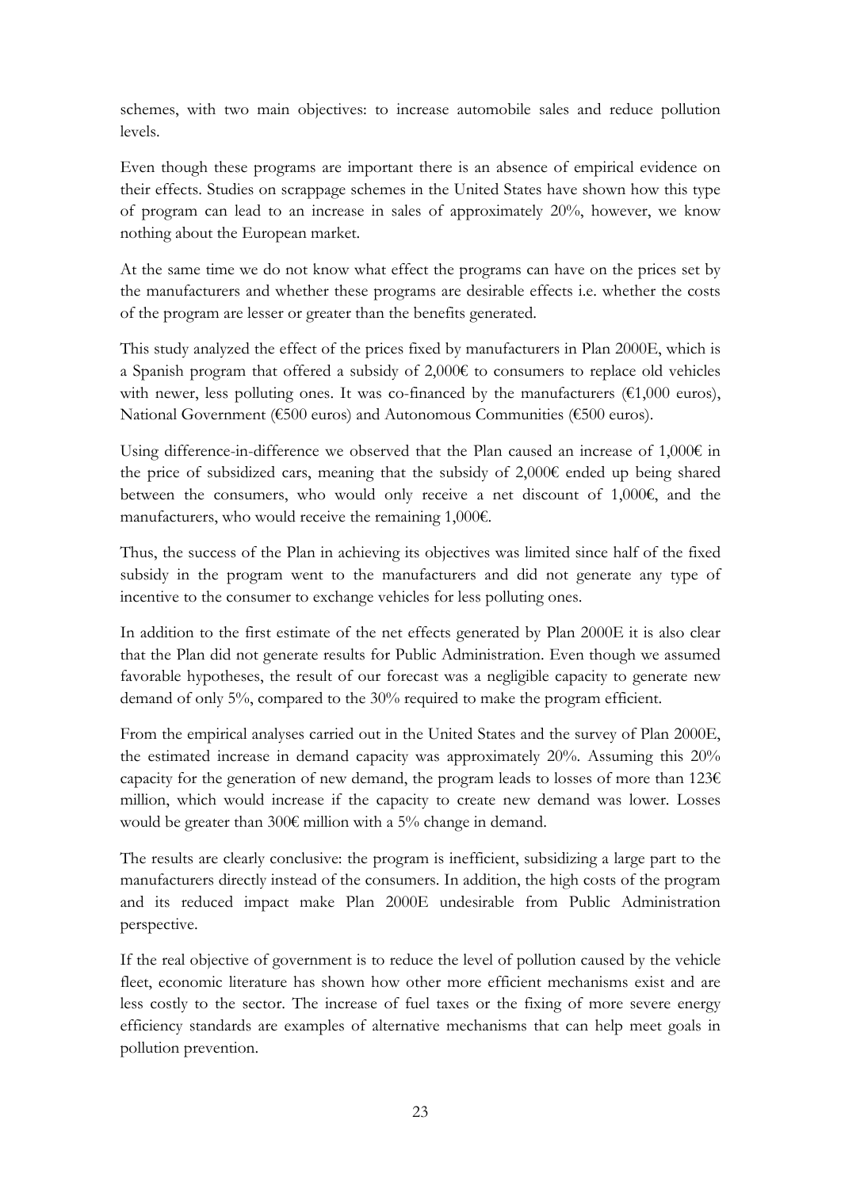schemes, with two main objectives: to increase automobile sales and reduce pollution levels.

Even though these programs are important there is an absence of empirical evidence on their effects. Studies on scrappage schemes in the United States have shown how this type of program can lead to an increase in sales of approximately 20%, however, we know nothing about the European market.

At the same time we do not know what effect the programs can have on the prices set by the manufacturers and whether these programs are desirable effects i.e. whether the costs of the program are lesser or greater than the benefits generated.

This study analyzed the effect of the prices fixed by manufacturers in Plan 2000E, which is a Spanish program that offered a subsidy of 2,000€ to consumers to replace old vehicles with newer, less polluting ones. It was co-financed by the manufacturers (€1,000 euros), National Government (€500 euros) and Autonomous Communities (€500 euros).

Using difference-in-difference we observed that the Plan caused an increase of 1,000€ in the price of subsidized cars, meaning that the subsidy of 2,000€ ended up being shared between the consumers, who would only receive a net discount of 1,000€, and the manufacturers, who would receive the remaining 1,000€.

Thus, the success of the Plan in achieving its objectives was limited since half of the fixed subsidy in the program went to the manufacturers and did not generate any type of incentive to the consumer to exchange vehicles for less polluting ones.

In addition to the first estimate of the net effects generated by Plan 2000E it is also clear that the Plan did not generate results for Public Administration. Even though we assumed favorable hypotheses, the result of our forecast was a negligible capacity to generate new demand of only 5%, compared to the 30% required to make the program efficient.

From the empirical analyses carried out in the United States and the survey of Plan 2000E, the estimated increase in demand capacity was approximately 20%. Assuming this 20% capacity for the generation of new demand, the program leads to losses of more than 123€ million, which would increase if the capacity to create new demand was lower. Losses would be greater than 300€ million with a 5% change in demand.

The results are clearly conclusive: the program is inefficient, subsidizing a large part to the manufacturers directly instead of the consumers. In addition, the high costs of the program and its reduced impact make Plan 2000E undesirable from Public Administration perspective.

If the real objective of government is to reduce the level of pollution caused by the vehicle fleet, economic literature has shown how other more efficient mechanisms exist and are less costly to the sector. The increase of fuel taxes or the fixing of more severe energy efficiency standards are examples of alternative mechanisms that can help meet goals in pollution prevention.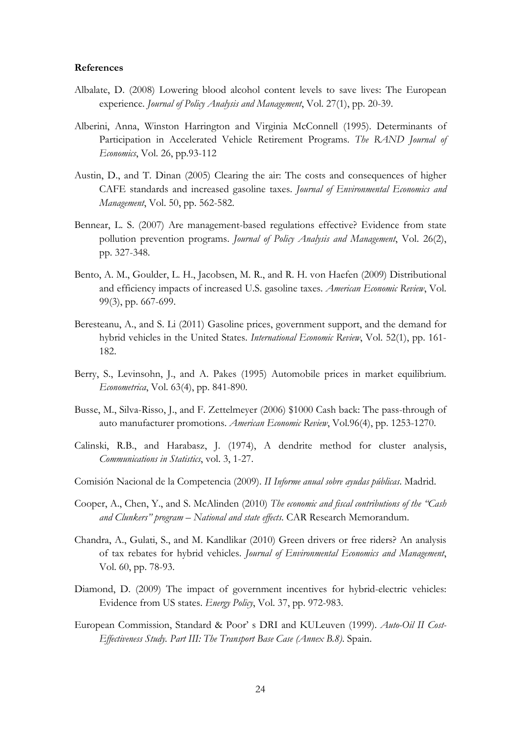**References**

Albalate, D. (2008) Lowering blood alcohol content levels to save lives: The European experience. *Journal of Policy Analysis and Management*, Vol. 27(1), pp. 20-39.

Alberini, Anna, Winston Harrington and Virginia McConnell (1995). Determinants of Participation in Accelerated Vehicle Retirement Programs. *The RAND Journal of Economics*, Vol. 26, pp.93-112

Austin, D., and T. Dinan (2005) Clearing the air: The costs and consequences of higher CAFE standards and increased gasoline taxes. *Journal of Environmental Economics and Management*, Vol. 50, pp. 562-582.

Bennear, L. S. (2007) Are management-based regulations effective? Evidence from state pollution prevention programs. *Journal of Policy Analysis and Management*, Vol. 26(2), pp. 327-348.

Bento, A. M., Goulder, L. H., Jacobsen, M. R., and R. H. von Haefen (2009) Distributional and efficiency impacts of increased U.S. gasoline taxes. *American Economic Review*, Vol. 99(3), pp. 667-699.

Beresteanu, A., and S. Li (2011) Gasoline prices, government support, and the demand for hybrid vehicles in the United States. *International Economic Review*, Vol. 52(1), pp. 161-182.

Berry, S., Levinsohn, J., and A. Pakes (1995) Automobile prices in market equilibrium. *Econometrica*, Vol. 63(4), pp. 841-890.

Busse, M., Silva-Risso, J., and F. Zettelmeyer (2006) $1000 Cash back: The pass-through of auto manufacturer promotions. *American Economic Review*, Vol.96(4), pp. 1253-1270.

Calinski, R.B., and Harabasz, J. (1974), A dendrite method for cluster analysis, *Communications in Statistics*, vol. 3, 1-27.

Comisión Nacional de la Competencia (2009). *II Informe anual sobre ayudas públicas*. Madrid.

Cooper, A., Chen, Y., and S. McAlinden (2010) *The economic and fiscal contributions of the "Cash and Clunkers" program – National and state effects.* CAR Research Memorandum.

Chandra, A., Gulati, S., and M. Kandlikar (2010) Green drivers or free riders? An analysis of tax rebates for hybrid vehicles. *Journal of Environmental Economics and Management*, Vol. 60, pp. 78-93.

Diamond, D. (2009) The impact of government incentives for hybrid-electric vehicles: Evidence from US states. *Energy Policy*, Vol. 37, pp. 972-983.

European Commission, Standard & Poor' s DRI and KULeuven (1999). *Auto-Oil II Cost-Effectiveness Study. Part III: The Transport Base Case (Annex B.8)*. Spain.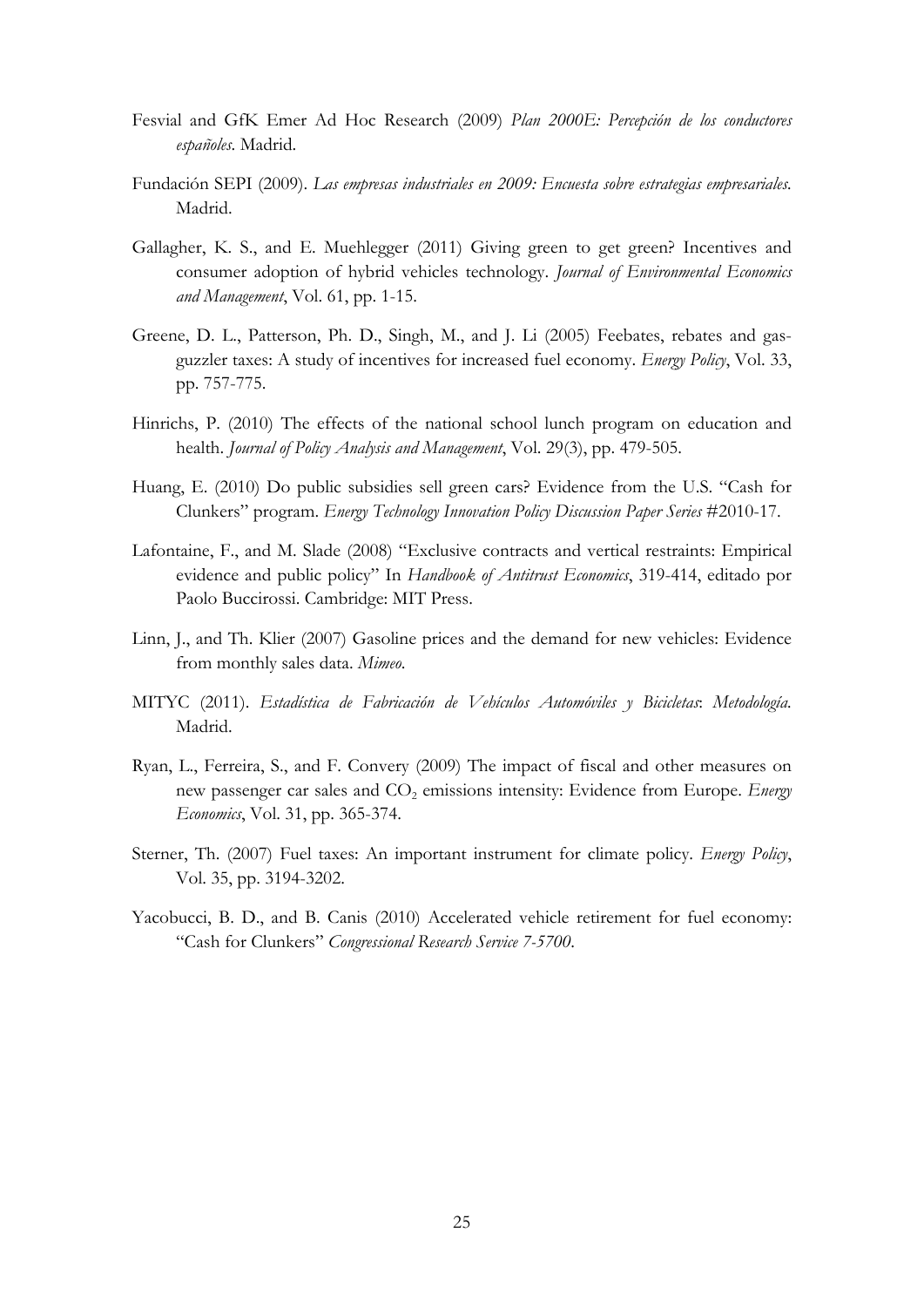Fesvial and GfK Emer Ad Hoc Research (2009) *Plan 2000E: Percepción de los conductores españoles*. Madrid.

Fundación SEPI (2009). *Las empresas industriales en 2009: Encuesta sobre estrategias empresariales.* Madrid.

Gallagher, K. S., and E. Muehlegger (2011) Giving green to get green? Incentives and consumer adoption of hybrid vehicles technology. *Journal of Environmental Economics and Management*, Vol. 61, pp. 1-15.

Greene, D. L., Patterson, Ph. D., Singh, M., and J. Li (2005) Feebates, rebates and gas-guzzler taxes: A study of incentives for increased fuel economy. *Energy Policy*, Vol. 33, pp. 757-775.

Hinrichs, P. (2010) The effects of the national school lunch program on education and health. *Journal of Policy Analysis and Management*, Vol. 29(3), pp. 479-505.

Huang, E. (2010) Do public subsidies sell green cars? Evidence from the U.S. "Cash for Clunkers" program. *Energy Technology Innovation Policy Discussion Paper Series* #2010-17.

Lafontaine, F., and M. Slade (2008) "Exclusive contracts and vertical restraints: Empirical evidence and public policy" In *Handbook of Antitrust Economics*, 319-414, editado por Paolo Buccirossi. Cambridge: MIT Press.

Linn, J., and Th. Klier (2007) Gasoline prices and the demand for new vehicles: Evidence from monthly sales data. *Mimeo.*

MITYC (2011). *Estadística de Fabricación de Vehículos Automóviles y Bicicletas*: *Metodología.* Madrid.

Ryan, L., Ferreira, S., and F. Convery (2009) The impact of fiscal and other measures on new passenger car sales and $CO_2$ emissions intensity: Evidence from Europe. *Energy Economics*, Vol. 31, pp. 365-374.

Sterner, Th. (2007) Fuel taxes: An important instrument for climate policy. *Energy Policy*, Vol. 35, pp. 3194-3202.

Yacobucci, B. D., and B. Canis (2010) Accelerated vehicle retirement for fuel economy: "Cash for Clunkers" *Congressional Research Service 7-5700*.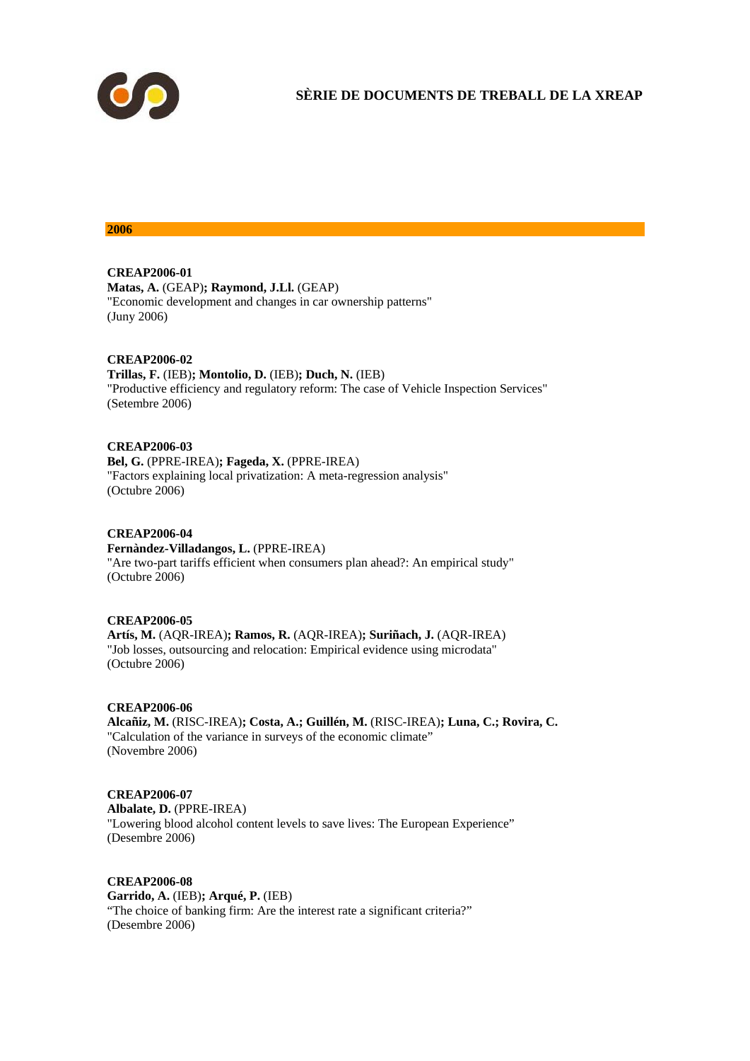# SÈRIE DE DOCUMENTS DE TREBALL DE LA XREAP

## 2006

**CREAP2006-01**
**Matas, A.** (GEAP)**; Raymond, J.Ll.** (GEAP)
"Economic development and changes in car ownership patterns"
(Juny 2006)

**CREAP2006-02**
**Trillas, F.** (IEB)**; Montolio, D.** (IEB)**; Duch, N.** (IEB)
"Productive efficiency and regulatory reform: The case of Vehicle Inspection Services"
(Setembre 2006)

**CREAP2006-03**
**Bel, G.** (PPRE-IREA)**; Fageda, X.** (PPRE-IREA)
"Factors explaining local privatization: A meta-regression analysis"
(Octubre 2006)

**CREAP2006-04**
**Fernàndez-Villadangos, L.** (PPRE-IREA)
"Are two-part tariffs efficient when consumers plan ahead?: An empirical study"
(Octubre 2006)

**CREAP2006-05**
**Artís, M.** (AQR-IREA)**; Ramos, R.** (AQR-IREA)**; Suriñach, J.** (AQR-IREA)
"Job losses, outsourcing and relocation: Empirical evidence using microdata"
(Octubre 2006)

**CREAP2006-06**
**Alcañiz, M.** (RISC-IREA)**; Costa, A.; Guillén, M.** (RISC-IREA)**; Luna, C.; Rovira, C.**
"Calculation of the variance in surveys of the economic climate"
(Novembre 2006)

**CREAP2006-07**
**Albalate, D.** (PPRE-IREA)
"Lowering blood alcohol content levels to save lives: The European Experience"
(Desembre 2006)

**CREAP2006-08**
**Garrido, A.** (IEB)**; Arqué, P.** (IEB)
"The choice of banking firm: Are the interest rate a significant criteria?"
(Desembre 2006)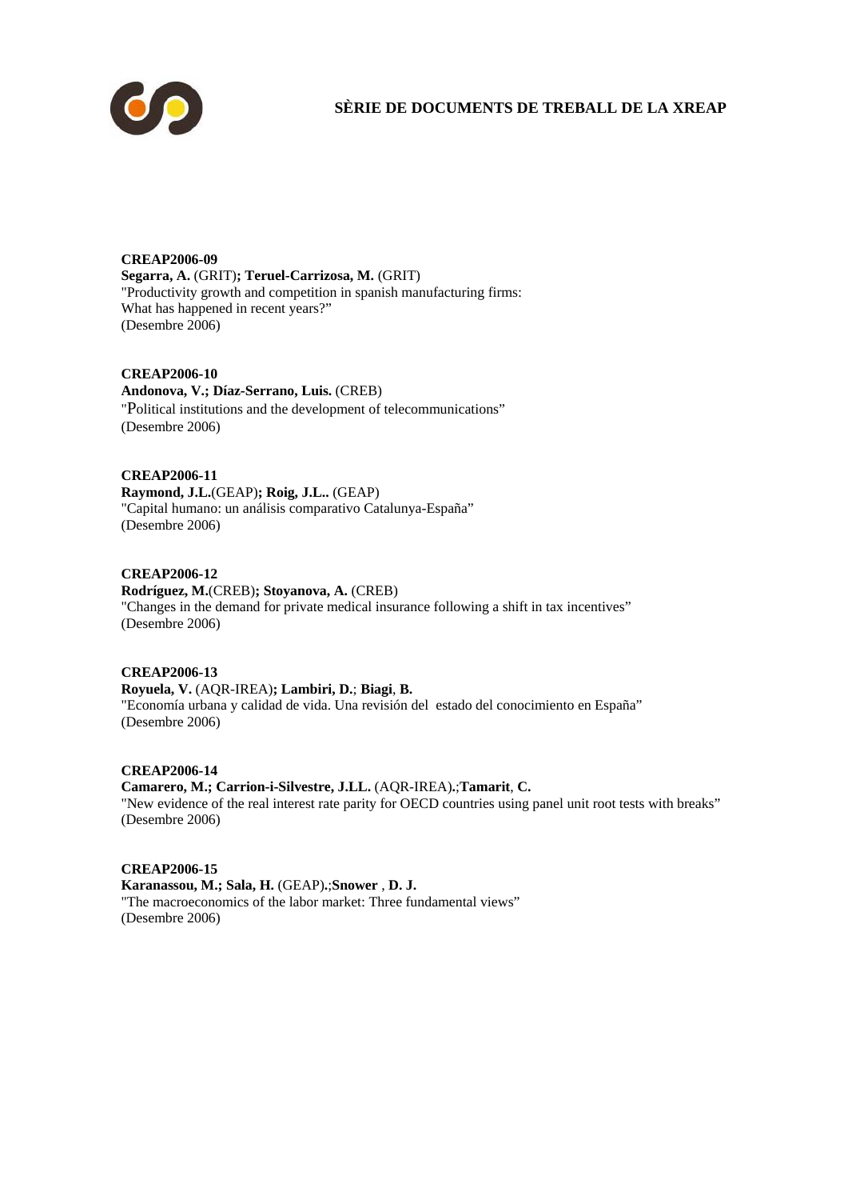**CREAP2006-09**
**Segarra, A.** (GRIT)**; Teruel-Carrizosa, M.** (GRIT)
"Productivity growth and competition in spanish manufacturing firms:
What has happened in recent years?"
(Desembre 2006)

**CREAP2006-10**
**Andonova, V.; Díaz-Serrano, Luis.** (CREB)
"Political institutions and the development of telecommunications"
(Desembre 2006)

**CREAP2006-11**
**Raymond, J.L.**(GEAP)**; Roig, J.L..** (GEAP)
"Capital humano: un análisis comparativo Catalunya-España"
(Desembre 2006)

**CREAP2006-12**
**Rodríguez, M.**(CREB)**; Stoyanova, A.** (CREB)
"Changes in the demand for private medical insurance following a shift in tax incentives"
(Desembre 2006)

**CREAP2006-13**
**Royuela, V.** (AQR-IREA)**; Lambiri, D.**; **Biagi**, **B.**
"Economía urbana y calidad de vida. Una revisión del estado del conocimiento en España"
(Desembre 2006)

**CREAP2006-14**
**Camarero, M.; Carrion-i-Silvestre, J.LL.** (AQR-IREA).;**Tamarit**, **C.**
"New evidence of the real interest rate parity for OECD countries using panel unit root tests with breaks"
(Desembre 2006)

**CREAP2006-15**
**Karanassou, M.; Sala, H.** (GEAP).;**Snower** , **D. J.**
"The macroeconomics of the labor market: Three fundamental views"
(Desembre 2006)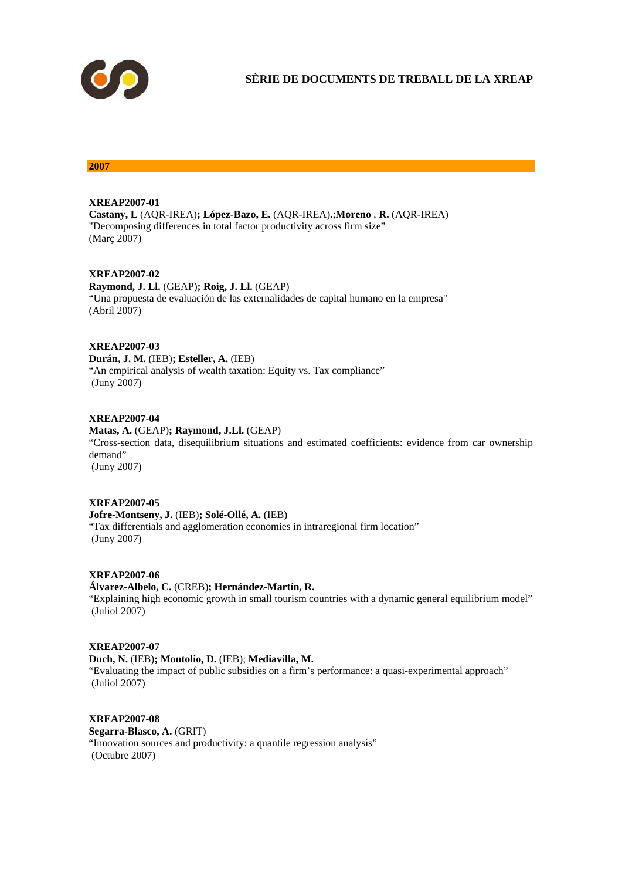# SÈRIE DE DOCUMENTS DE TREBALL DE LA XREAP

## 2007

**XREAP2007-01**
**Castany, L** (AQR-IREA)**; López-Bazo, E.** (AQR-IREA)**.**;**Moreno** , **R.** (AQR-IREA)
"Decomposing differences in total factor productivity across firm size"
(Març 2007)

**XREAP2007-02**
**Raymond, J. Ll.** (GEAP)**; Roig, J. Ll.** (GEAP)
"Una propuesta de evaluación de las externalidades de capital humano en la empresa"
(Abril 2007)

**XREAP2007-03**
**Durán, J. M.** (IEB)**; Esteller, A.** (IEB)
"An empirical analysis of wealth taxation: Equity vs. Tax compliance"
(Juny 2007)

**XREAP2007-04**
**Matas, A.** (GEAP)**; Raymond, J.Ll.** (GEAP)
"Cross-section data, disequilibrium situations and estimated coefficients: evidence from car ownership demand"
(Juny 2007)

**XREAP2007-05**
**Jofre-Montseny, J.** (IEB)**; Solé-Ollé, A.** (IEB)
"Tax differentials and agglomeration economies in intraregional firm location"
(Juny 2007)

**XREAP2007-06**
**Álvarez-Albelo, C.** (CREB)**; Hernández-Martín, R.**
"Explaining high economic growth in small tourism countries with a dynamic general equilibrium model"
(Juliol 2007)

**XREAP2007-07**
**Duch, N.** (IEB)**; Montolio, D.** (IEB); **Mediavilla, M.**
"Evaluating the impact of public subsidies on a firm's performance: a quasi-experimental approach"
(Juliol 2007)

**XREAP2007-08**
**Segarra-Blasco, A.** (GRIT)
"Innovation sources and productivity: a quantile regression analysis"
(Octubre 2007)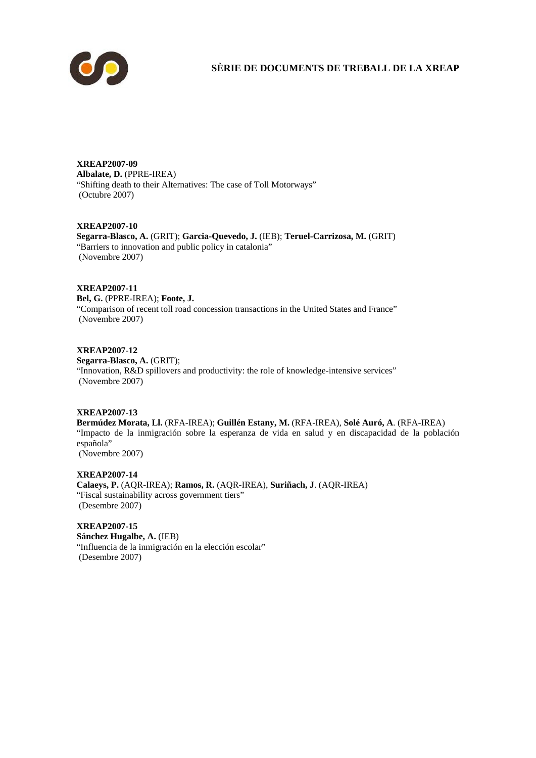# SÈRIE DE DOCUMENTS DE TREBALL DE LA XREAP

**XREAP2007-09**
**Albalate, D.** (PPRE-IREA)
"Shifting death to their Alternatives: The case of Toll Motorways"
(Octubre 2007)

**XREAP2007-10**
**Segarra-Blasco, A.** (GRIT); **Garcia-Quevedo, J.** (IEB); **Teruel-Carrizosa, M.** (GRIT)
"Barriers to innovation and public policy in catalonia"
(Novembre 2007)

**XREAP2007-11**
**Bel, G.** (PPRE-IREA); **Foote, J.**
"Comparison of recent toll road concession transactions in the United States and France"
(Novembre 2007)

**XREAP2007-12**
**Segarra-Blasco, A.** (GRIT);
"Innovation, R&D spillovers and productivity: the role of knowledge-intensive services"
(Novembre 2007)

**XREAP2007-13**
**Bermúdez Morata, Ll.** (RFA-IREA); **Guillén Estany, M.** (RFA-IREA), **Solé Auró, A**. (RFA-IREA)
"Impacto de la inmigración sobre la esperanza de vida en salud y en discapacidad de la población española"
(Novembre 2007)

**XREAP2007-14**
**Calaeys, P.** (AQR-IREA); **Ramos, R.** (AQR-IREA), **Suriñach, J**. (AQR-IREA)
"Fiscal sustainability across government tiers"
(Desembre 2007)

**XREAP2007-15**
**Sánchez Hugalbe, A.** (IEB)
"Influencia de la inmigración en la elección escolar"
(Desembre 2007)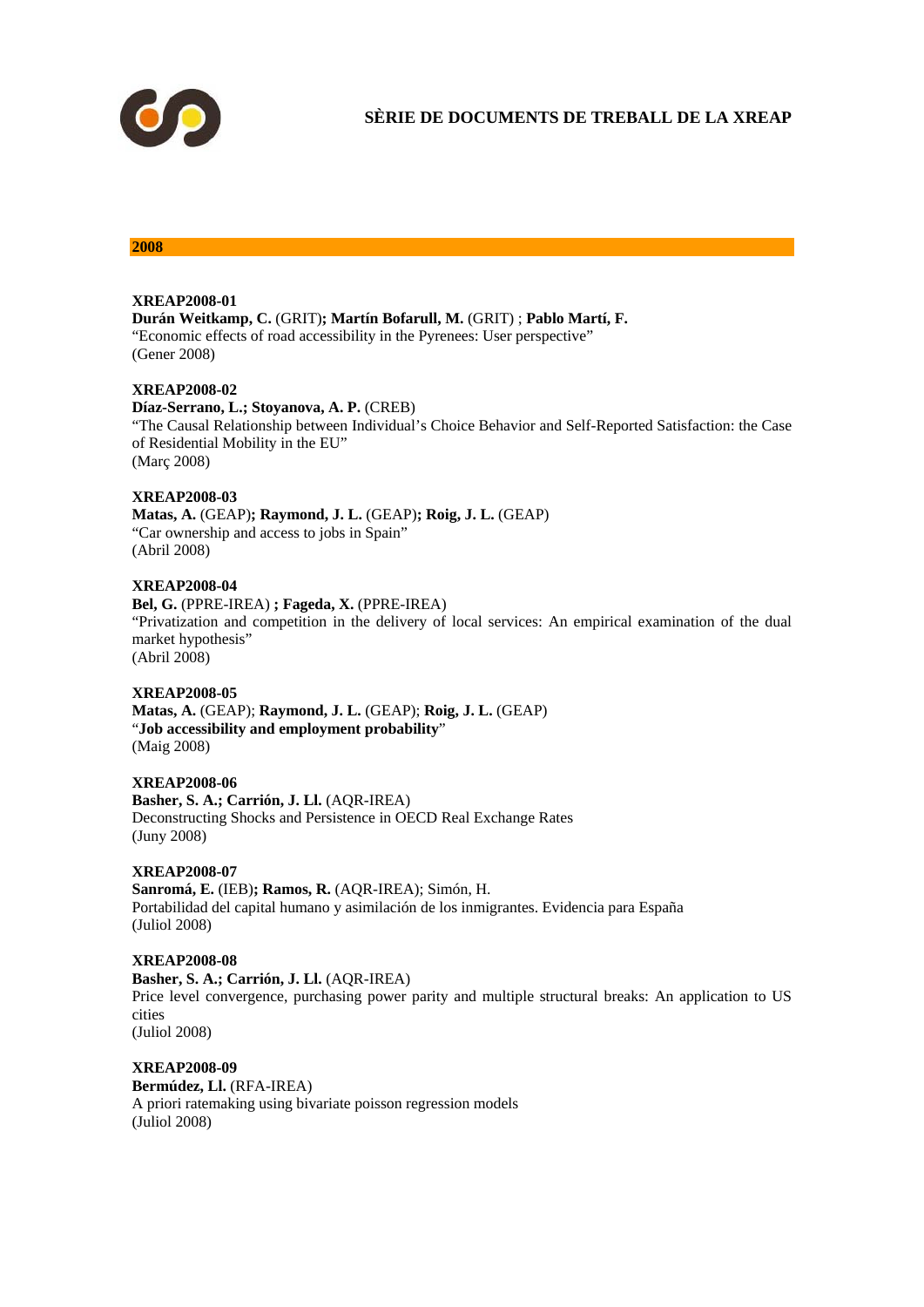# SÈRIE DE DOCUMENTS DE TREBALL DE LA XREAP

## 2008

**XREAP2008-01**
**Durán Weitkamp, C.** (GRIT)**; Martín Bofarull, M.** (GRIT) ; **Pablo Martí, F.**
"Economic effects of road accessibility in the Pyrenees: User perspective"
(Gener 2008)

**XREAP2008-02**
**Díaz-Serrano, L.; Stoyanova, A. P.** (CREB)
"The Causal Relationship between Individual's Choice Behavior and Self-Reported Satisfaction: the Case of Residential Mobility in the EU"
(Març 2008)

**XREAP2008-03**
**Matas, A.** (GEAP)**; Raymond, J. L.** (GEAP)**; Roig, J. L.** (GEAP)
"Car ownership and access to jobs in Spain"
(Abril 2008)

**XREAP2008-04**
**Bel, G.** (PPRE-IREA) **; Fageda, X.** (PPRE-IREA)
"Privatization and competition in the delivery of local services: An empirical examination of the dual market hypothesis"
(Abril 2008)

**XREAP2008-05**
**Matas, A.** (GEAP); **Raymond, J. L.** (GEAP); **Roig, J. L.** (GEAP)
"**Job accessibility and employment probability**"
(Maig 2008)

**XREAP2008-06**
**Basher, S. A.; Carrión, J. Ll.** (AQR-IREA)
Deconstructing Shocks and Persistence in OECD Real Exchange Rates
(Juny 2008)

**XREAP2008-07**
**Sanromá, E.** (IEB)**; Ramos, R.** (AQR-IREA); Simón, H.
Portabilidad del capital humano y asimilación de los inmigrantes. Evidencia para España
(Juliol 2008)

**XREAP2008-08**
**Basher, S. A.; Carrión, J. Ll.** (AQR-IREA)
Price level convergence, purchasing power parity and multiple structural breaks: An application to US cities
(Juliol 2008)

**XREAP2008-09**
**Bermúdez, Ll.** (RFA-IREA)
A priori ratemaking using bivariate poisson regression models
(Juliol 2008)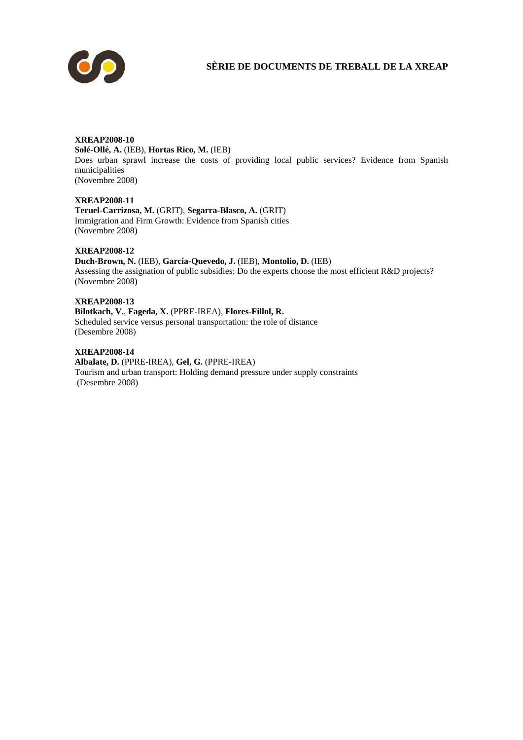## SÈRIE DE DOCUMENTS DE TREBALL DE LA XREAP

**XREAP2008-10**
**Solé-Ollé, A.** (IEB), **Hortas Rico, M.** (IEB)
Does urban sprawl increase the costs of providing local public services? Evidence from Spanish municipalities
(Novembre 2008)

**XREAP2008-11**
**Teruel-Carrizosa, M.** (GRIT), **Segarra-Blasco, A.** (GRIT)
Immigration and Firm Growth: Evidence from Spanish cities
(Novembre 2008)

**XREAP2008-12**
**Duch-Brown, N.** (IEB), **García-Quevedo, J.** (IEB), **Montolio, D.** (IEB)
Assessing the assignation of public subsidies: Do the experts choose the most efficient R&D projects?
(Novembre 2008)

**XREAP2008-13**
**Bilotkach, V.**, **Fageda, X.** (PPRE-IREA), **Flores-Fillol, R.**
Scheduled service versus personal transportation: the role of distance
(Desembre 2008)

**XREAP2008-14**
**Albalate, D.** (PPRE-IREA), **Gel, G.** (PPRE-IREA)
Tourism and urban transport: Holding demand pressure under supply constraints
(Desembre 2008)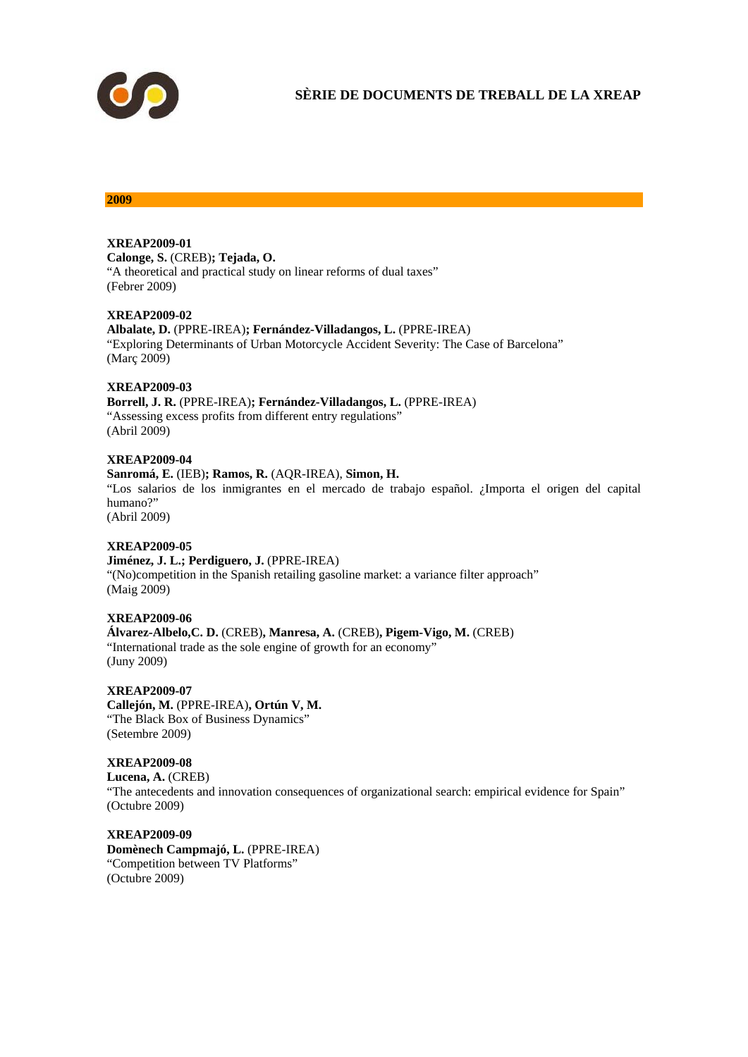# SÈRIE DE DOCUMENTS DE TREBALL DE LA XREAP

## 2009

**XREAP2009-01**
**Calonge, S.** (CREB)**; Tejada, O.**
"A theoretical and practical study on linear reforms of dual taxes"
(Febrer 2009)

**XREAP2009-02**
**Albalate, D.** (PPRE-IREA)**; Fernández-Villadangos, L.** (PPRE-IREA)
"Exploring Determinants of Urban Motorcycle Accident Severity: The Case of Barcelona"
(Març 2009)

**XREAP2009-03**
**Borrell, J. R.** (PPRE-IREA)**; Fernández-Villadangos, L.** (PPRE-IREA)
"Assessing excess profits from different entry regulations"
(Abril 2009)

**XREAP2009-04**
**Sanromá, E.** (IEB)**; Ramos, R.** (AQR-IREA), **Simon, H.**
"Los salarios de los inmigrantes en el mercado de trabajo español. ¿Importa el origen del capital humano?"
(Abril 2009)

**XREAP2009-05**
**Jiménez, J. L.; Perdiguero, J.** (PPRE-IREA)
"(No)competition in the Spanish retailing gasoline market: a variance filter approach"
(Maig 2009)

**XREAP2009-06**
**Álvarez-Albelo,C. D.** (CREB)**, Manresa, A.** (CREB)**, Pigem-Vigo, M.** (CREB)
"International trade as the sole engine of growth for an economy"
(Juny 2009)

**XREAP2009-07**
**Callejón, M.** (PPRE-IREA)**, Ortún V, M.**
"The Black Box of Business Dynamics"
(Setembre 2009)

**XREAP2009-08**
**Lucena, A.** (CREB)
"The antecedents and innovation consequences of organizational search: empirical evidence for Spain"
(Octubre 2009)

**XREAP2009-09**
**Domènech Campmajó, L.** (PPRE-IREA)
"Competition between TV Platforms"
(Octubre 2009)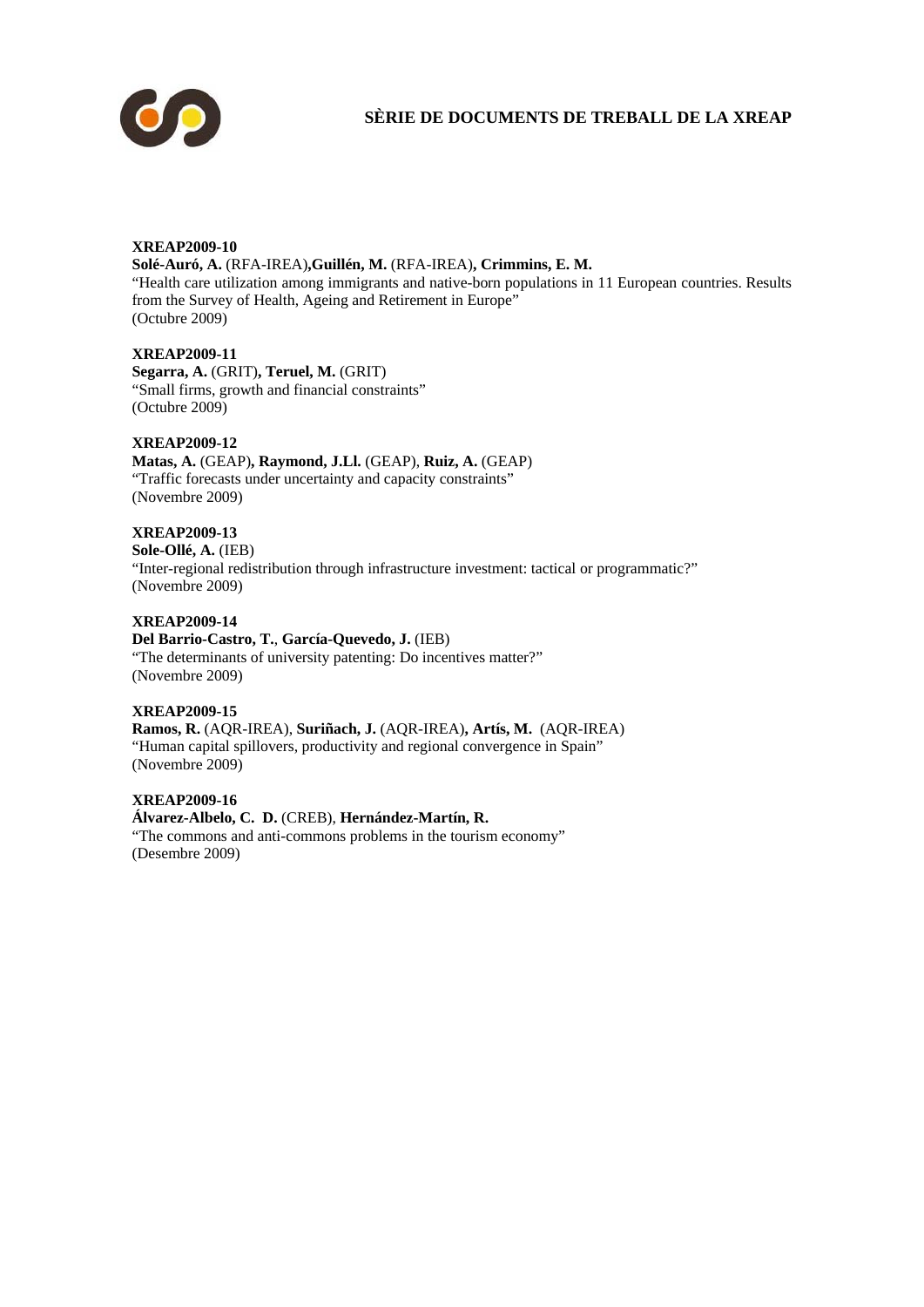**XREAP2009-10**
**Solé-Auró, A.** (RFA-IREA)**,Guillén, M.** (RFA-IREA)**, Crimmins, E. M.**
"Health care utilization among immigrants and native-born populations in 11 European countries. Results from the Survey of Health, Ageing and Retirement in Europe"
(Octubre 2009)

**XREAP2009-11**
**Segarra, A.** (GRIT)**, Teruel, M.** (GRIT)
"Small firms, growth and financial constraints"
(Octubre 2009)

**XREAP2009-12**
**Matas, A.** (GEAP)**, Raymond, J.Ll.** (GEAP), **Ruiz, A.** (GEAP)
"Traffic forecasts under uncertainty and capacity constraints"
(Novembre 2009)

**XREAP2009-13**
**Sole-Ollé, A.** (IEB)
"Inter-regional redistribution through infrastructure investment: tactical or programmatic?"
(Novembre 2009)

**XREAP2009-14**
**Del Barrio-Castro, T.**, **García-Quevedo, J.** (IEB)
"The determinants of university patenting: Do incentives matter?"
(Novembre 2009)

**XREAP2009-15**
**Ramos, R.** (AQR-IREA), **Suriñach, J.** (AQR-IREA)**, Artís, M.** (AQR-IREA)
"Human capital spillovers, productivity and regional convergence in Spain"
(Novembre 2009)

**XREAP2009-16**
**Álvarez-Albelo, C. D.** (CREB), **Hernández-Martín, R.**
"The commons and anti-commons problems in the tourism economy"
(Desembre 2009)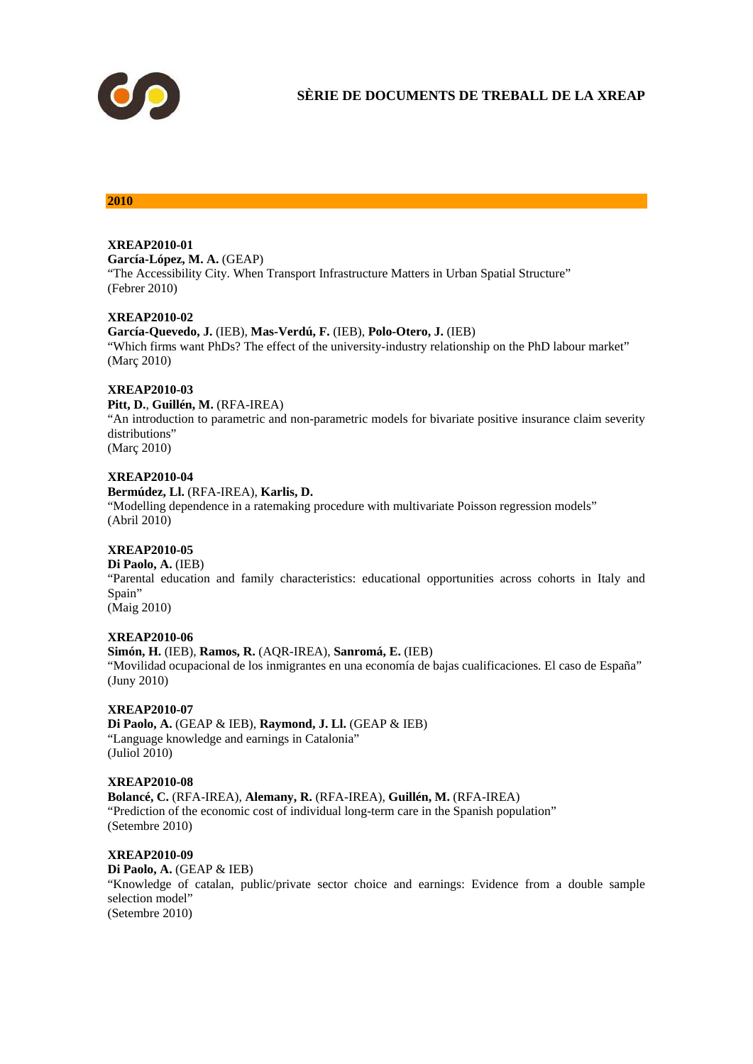**SÈRIE DE DOCUMENTS DE TREBALL DE LA XREAP**

## 2010

**XREAP2010-01**
**García-López, M. A.** (GEAP)
"The Accessibility City. When Transport Infrastructure Matters in Urban Spatial Structure"
(Febrer 2010)

**XREAP2010-02**
**García-Quevedo, J.** (IEB), **Mas-Verdú, F.** (IEB), **Polo-Otero, J.** (IEB)
"Which firms want PhDs? The effect of the university-industry relationship on the PhD labour market"
(Març 2010)

**XREAP2010-03**
**Pitt, D.**, **Guillén, M.** (RFA-IREA)
"An introduction to parametric and non-parametric models for bivariate positive insurance claim severity distributions"
(Març 2010)

**XREAP2010-04**
**Bermúdez, Ll.** (RFA-IREA), **Karlis, D.**
"Modelling dependence in a ratemaking procedure with multivariate Poisson regression models"
(Abril 2010)

**XREAP2010-05**
**Di Paolo, A.** (IEB)
"Parental education and family characteristics: educational opportunities across cohorts in Italy and Spain"
(Maig 2010)

**XREAP2010-06**
**Simón, H.** (IEB), **Ramos, R.** (AQR-IREA), **Sanromá, E.** (IEB)
"Movilidad ocupacional de los inmigrantes en una economía de bajas cualificaciones. El caso de España"
(Juny 2010)

**XREAP2010-07**
**Di Paolo, A.** (GEAP & IEB), **Raymond, J. Ll.** (GEAP & IEB)
"Language knowledge and earnings in Catalonia"
(Juliol 2010)

**XREAP2010-08**
**Bolancé, C.** (RFA-IREA), **Alemany, R.** (RFA-IREA), **Guillén, M.** (RFA-IREA)
"Prediction of the economic cost of individual long-term care in the Spanish population"
(Setembre 2010)

**XREAP2010-09**
**Di Paolo, A.** (GEAP & IEB)
"Knowledge of catalan, public/private sector choice and earnings: Evidence from a double sample selection model"
(Setembre 2010)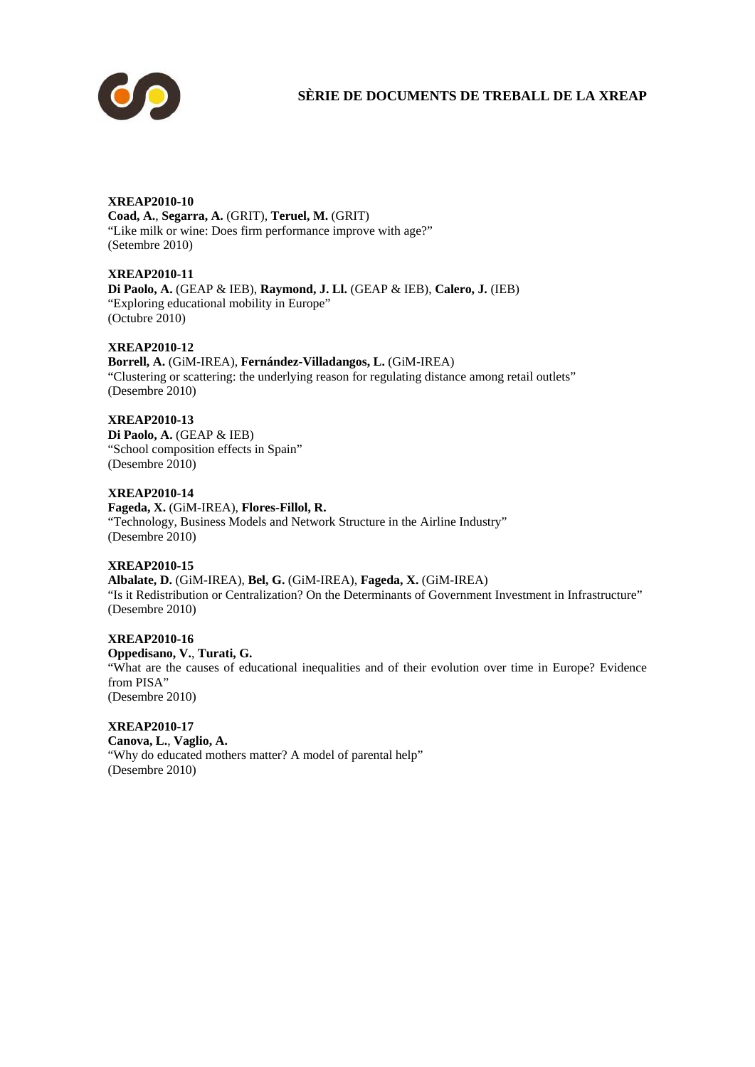# SÈRIE DE DOCUMENTS DE TREBALL DE LA XREAP

**XREAP2010-10**
**Coad, A.**, **Segarra, A.** (GRIT), **Teruel, M.** (GRIT)
"Like milk or wine: Does firm performance improve with age?"
(Setembre 2010)

**XREAP2010-11**
**Di Paolo, A.** (GEAP & IEB), **Raymond, J. Ll.** (GEAP & IEB), **Calero, J.** (IEB)
"Exploring educational mobility in Europe"
(Octubre 2010)

**XREAP2010-12**
**Borrell, A.** (GiM-IREA), **Fernández-Villadangos, L.** (GiM-IREA)
"Clustering or scattering: the underlying reason for regulating distance among retail outlets"
(Desembre 2010)

**XREAP2010-13**
**Di Paolo, A.** (GEAP & IEB)
"School composition effects in Spain"
(Desembre 2010)

**XREAP2010-14**
**Fageda, X.** (GiM-IREA), **Flores-Fillol, R.**
"Technology, Business Models and Network Structure in the Airline Industry"
(Desembre 2010)

**XREAP2010-15**
**Albalate, D.** (GiM-IREA), **Bel, G.** (GiM-IREA), **Fageda, X.** (GiM-IREA)
"Is it Redistribution or Centralization? On the Determinants of Government Investment in Infrastructure"
(Desembre 2010)

**XREAP2010-16**
**Oppedisano, V.**, **Turati, G.**
"What are the causes of educational inequalities and of their evolution over time in Europe? Evidence from PISA"
(Desembre 2010)

**XREAP2010-17**
**Canova, L.**, **Vaglio, A.**
"Why do educated mothers matter? A model of parental help"
(Desembre 2010)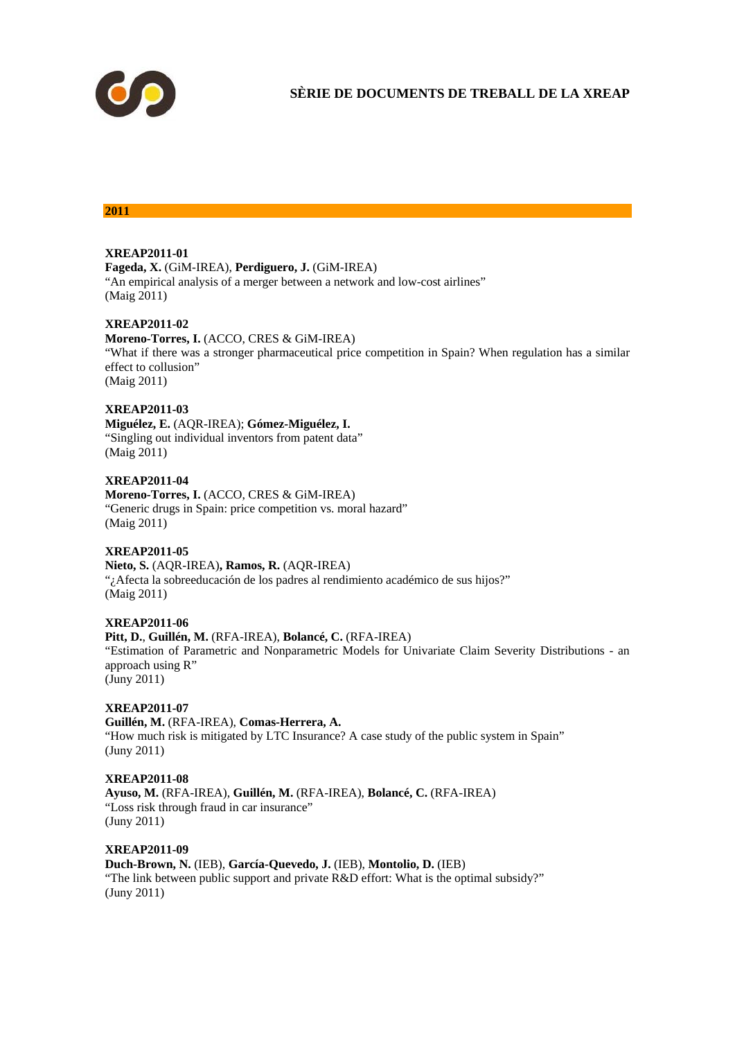# SÈRIE DE DOCUMENTS DE TREBALL DE LA XREAP

## 2011

**XREAP2011-01**
**Fageda, X.** (GiM-IREA), **Perdiguero, J.** (GiM-IREA)
"An empirical analysis of a merger between a network and low-cost airlines"
(Maig 2011)

**XREAP2011-02**
**Moreno-Torres, I.** (ACCO, CRES & GiM-IREA)
"What if there was a stronger pharmaceutical price competition in Spain? When regulation has a similar effect to collusion"
(Maig 2011)

**XREAP2011-03**
**Miguélez, E.** (AQR-IREA); **Gómez-Miguélez, I.**
"Singling out individual inventors from patent data"
(Maig 2011)

**XREAP2011-04**
**Moreno-Torres, I.** (ACCO, CRES & GiM-IREA)
"Generic drugs in Spain: price competition vs. moral hazard"
(Maig 2011)

**XREAP2011-05**
**Nieto, S.** (AQR-IREA)**, Ramos, R.** (AQR-IREA)
"¿Afecta la sobreeducación de los padres al rendimiento académico de sus hijos?"
(Maig 2011)

**XREAP2011-06**
**Pitt, D.**, **Guillén, M.** (RFA-IREA), **Bolancé, C.** (RFA-IREA)
"Estimation of Parametric and Nonparametric Models for Univariate Claim Severity Distributions - an approach using R"
(Juny 2011)

**XREAP2011-07**
**Guillén, M.** (RFA-IREA), **Comas-Herrera, A.**
"How much risk is mitigated by LTC Insurance? A case study of the public system in Spain"
(Juny 2011)

**XREAP2011-08**
**Ayuso, M.** (RFA-IREA), **Guillén, M.** (RFA-IREA), **Bolancé, C.** (RFA-IREA)
"Loss risk through fraud in car insurance"
(Juny 2011)

**XREAP2011-09**
**Duch-Brown, N.** (IEB), **García-Quevedo, J.** (IEB), **Montolio, D.** (IEB)
"The link between public support and private R&D effort: What is the optimal subsidy?"
(Juny 2011)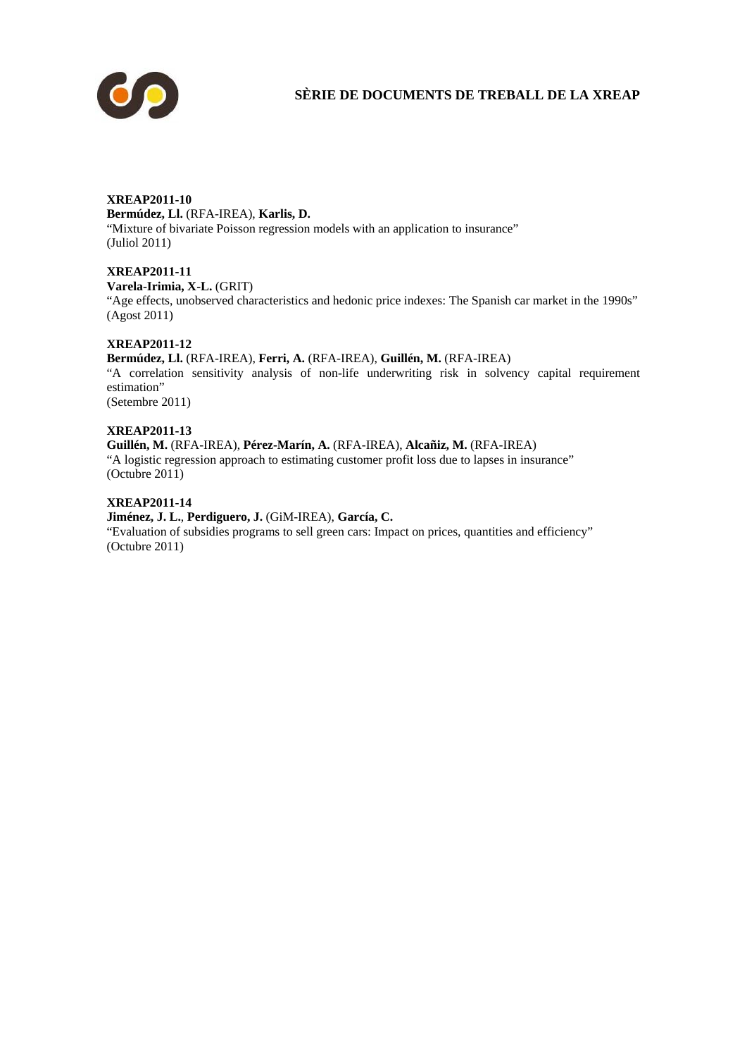# SÈRIE DE DOCUMENTS DE TREBALL DE LA XREAP

**XREAP2011-10**
**Bermúdez, Ll.** (RFA-IREA), **Karlis, D.**
"Mixture of bivariate Poisson regression models with an application to insurance"
(Juliol 2011)

**XREAP2011-11**
**Varela-Irimia, X-L.** (GRIT)
"Age effects, unobserved characteristics and hedonic price indexes: The Spanish car market in the 1990s"
(Agost 2011)

**XREAP2011-12**
**Bermúdez, Ll.** (RFA-IREA), **Ferri, A.** (RFA-IREA), **Guillén, M.** (RFA-IREA)
"A correlation sensitivity analysis of non-life underwriting risk in solvency capital requirement estimation"
(Setembre 2011)

**XREAP2011-13**
**Guillén, M.** (RFA-IREA), **Pérez-Marín, A.** (RFA-IREA), **Alcañiz, M.** (RFA-IREA)
"A logistic regression approach to estimating customer profit loss due to lapses in insurance"
(Octubre 2011)

**XREAP2011-14**
**Jiménez, J. L.**, **Perdiguero, J.** (GiM-IREA), **García, C.**
"Evaluation of subsidies programs to sell green cars: Impact on prices, quantities and efficiency"
(Octubre 2011)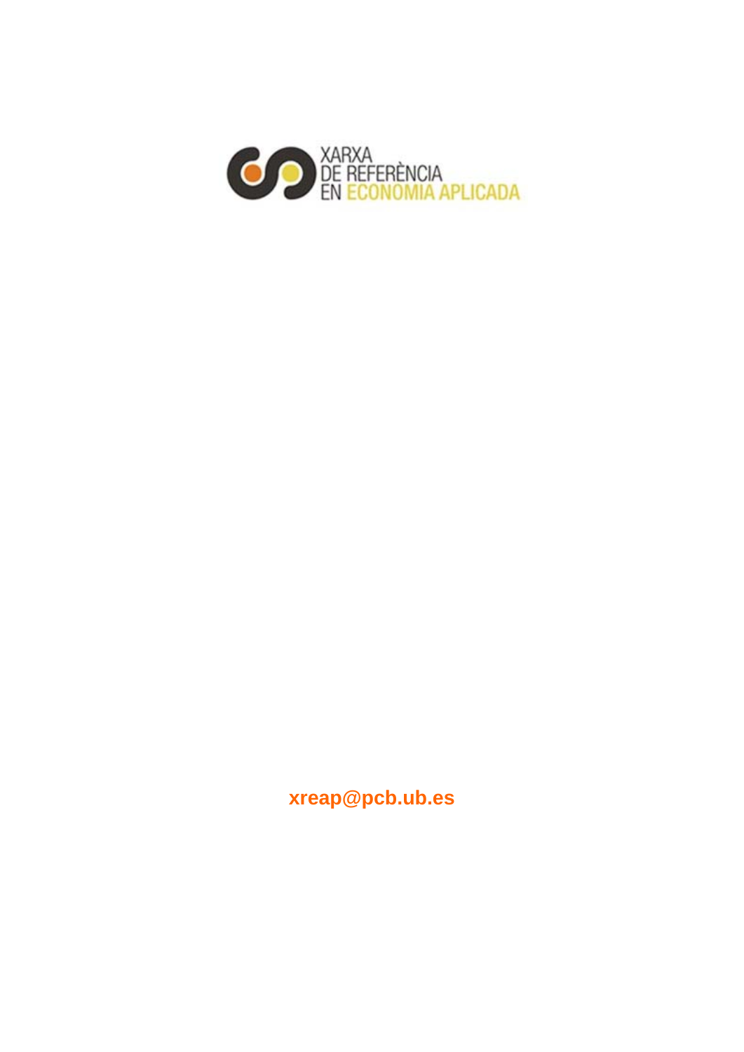XARXA DE REFERÈNCIA EN ECONOMIA APLICADA

**xreap@pcb.ub.es**